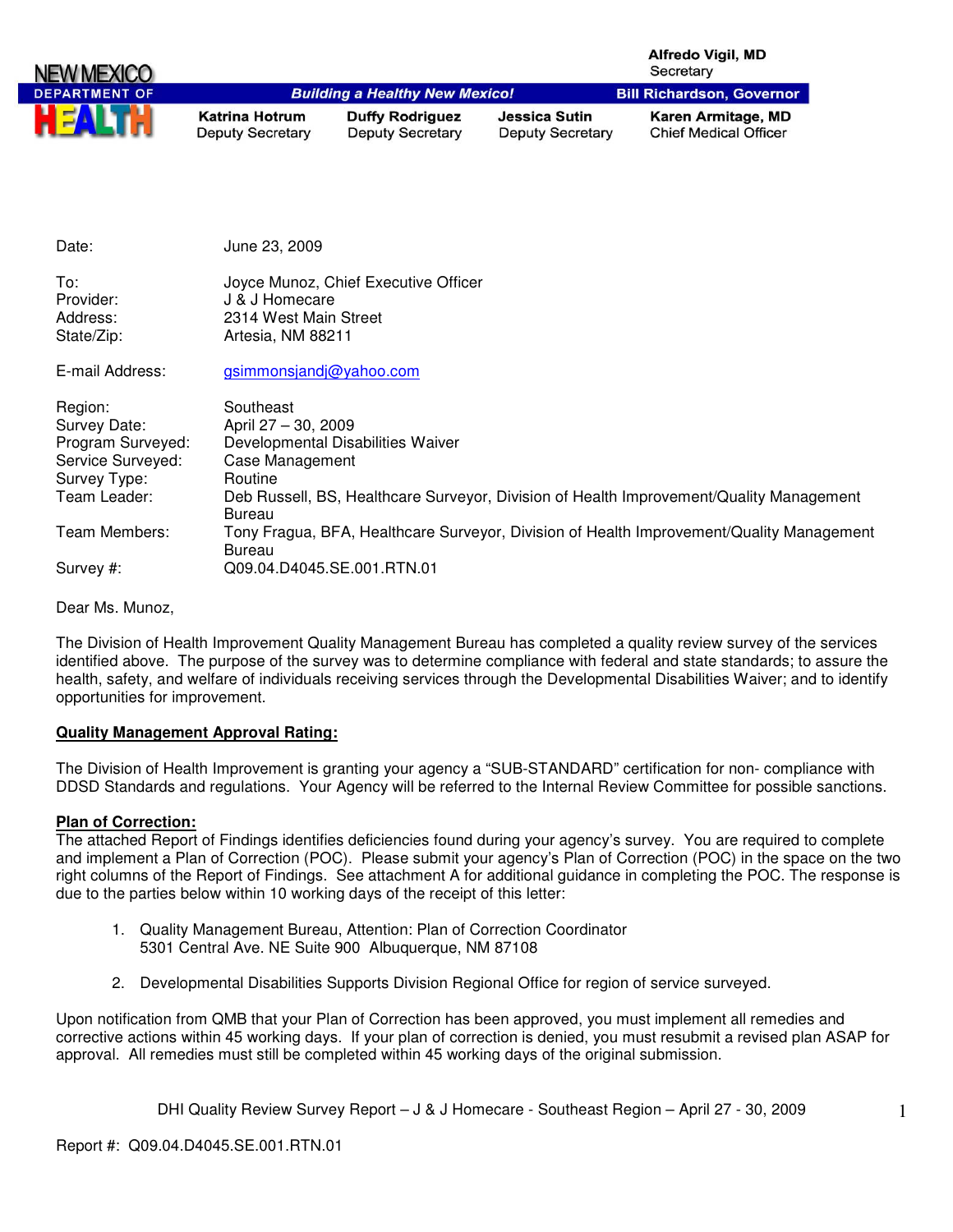NEW MEXICO DEPARTMENT OF HEALTH

Building a Healthy New Mexico!

**Alfredo Vigil, MD**
Secretary

**Bill Richardson, Governor**

| **Katrina Hotrum** | **Duffy Rodriguez** | **Jessica Sutin** | **Karen Armitage, MD** |
|---|---|---|---|
| Deputy Secretary | Deputy Secretary | Deputy Secretary | Chief Medical Officer |

| | |
|---|---|
| Date: | June 23, 2009 |
| To: | Joyce Munoz, Chief Executive Officer |
| Provider: | J & J Homecare |
| Address: | 2314 West Main Street |
| State/Zip: | Artesia, NM 88211 |
| E-mail Address: | gsimmonsjandj@yahoo.com |
| Region: | Southeast |
| Survey Date: | April 27 – 30, 2009 |
| Program Surveyed: | Developmental Disabilities Waiver |
| Service Surveyed: | Case Management |
| Survey Type: | Routine |
| Team Leader: | Deb Russell, BS, Healthcare Surveyor, Division of Health Improvement/Quality Management Bureau |
| Team Members: | Tony Fragua, BFA, Healthcare Surveyor, Division of Health Improvement/Quality Management Bureau |
| Survey #: | Q09.04.D4045.SE.001.RTN.01 |

Dear Ms. Munoz,

The Division of Health Improvement Quality Management Bureau has completed a quality review survey of the services identified above. The purpose of the survey was to determine compliance with federal and state standards; to assure the health, safety, and welfare of individuals receiving services through the Developmental Disabilities Waiver; and to identify opportunities for improvement.

**Quality Management Approval Rating:**

The Division of Health Improvement is granting your agency a "SUB-STANDARD" certification for non- compliance with DDSD Standards and regulations. Your Agency will be referred to the Internal Review Committee for possible sanctions.

**Plan of Correction:**

The attached Report of Findings identifies deficiencies found during your agency's survey. You are required to complete and implement a Plan of Correction (POC). Please submit your agency's Plan of Correction (POC) in the space on the two right columns of the Report of Findings. See attachment A for additional guidance in completing the POC. The response is due to the parties below within 10 working days of the receipt of this letter:

1. Quality Management Bureau, Attention: Plan of Correction Coordinator
   5301 Central Ave. NE Suite 900 Albuquerque, NM 87108

2. Developmental Disabilities Supports Division Regional Office for region of service surveyed.

Upon notification from QMB that your Plan of Correction has been approved, you must implement all remedies and corrective actions within 45 working days. If your plan of correction is denied, you must resubmit a revised plan ASAP for approval. All remedies must still be completed within 45 working days of the original submission.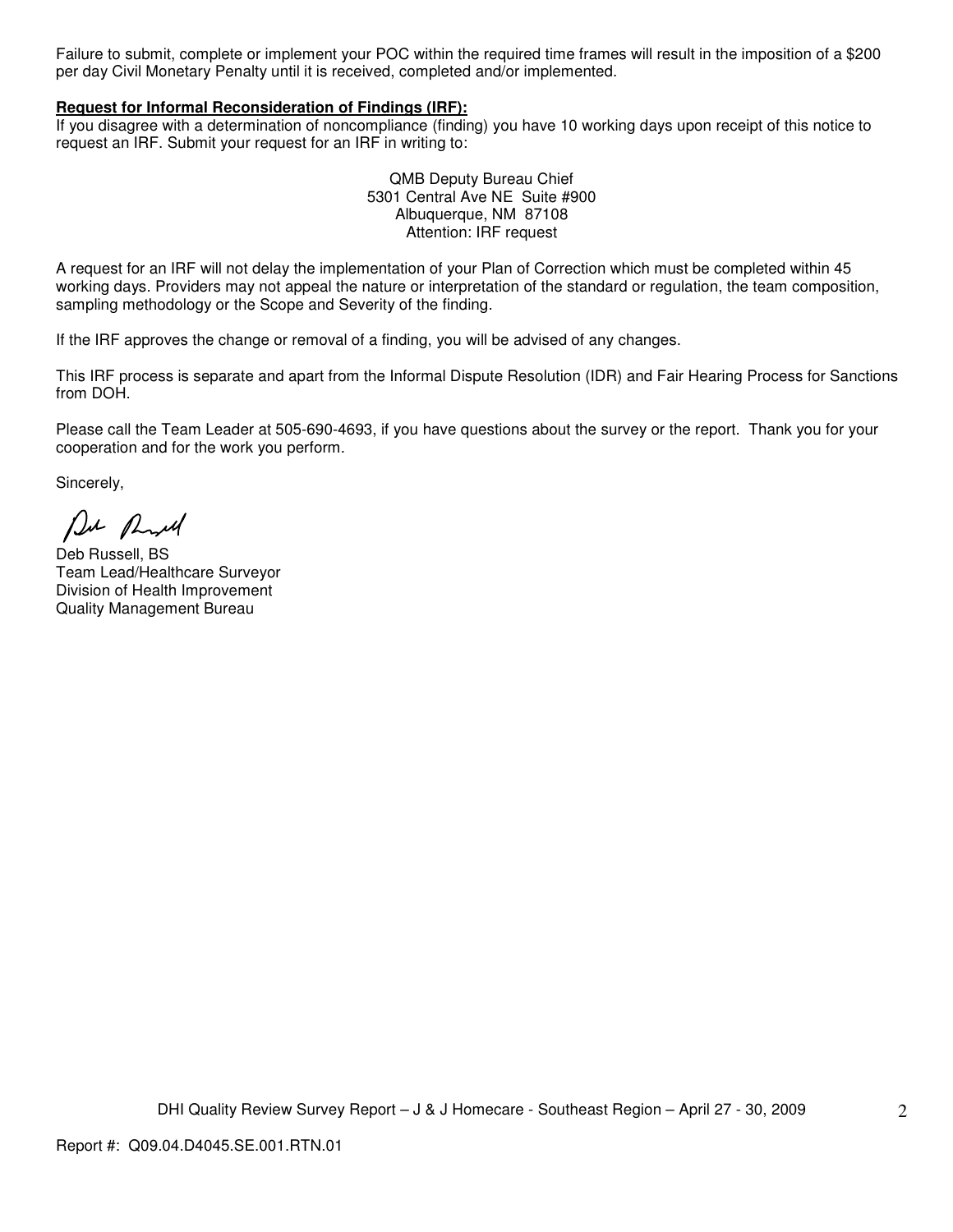Failure to submit, complete or implement your POC within the required time frames will result in the imposition of a $200 per day Civil Monetary Penalty until it is received, completed and/or implemented.

**Request for Informal Reconsideration of Findings (IRF):**

If you disagree with a determination of noncompliance (finding) you have 10 working days upon receipt of this notice to request an IRF. Submit your request for an IRF in writing to:

QMB Deputy Bureau Chief
5301 Central Ave NE Suite #900
Albuquerque, NM 87108
Attention: IRF request

A request for an IRF will not delay the implementation of your Plan of Correction which must be completed within 45 working days. Providers may not appeal the nature or interpretation of the standard or regulation, the team composition, sampling methodology or the Scope and Severity of the finding.

If the IRF approves the change or removal of a finding, you will be advised of any changes.

This IRF process is separate and apart from the Informal Dispute Resolution (IDR) and Fair Hearing Process for Sanctions from DOH.

Please call the Team Leader at 505-690-4693, if you have questions about the survey or the report. Thank you for your cooperation and for the work you perform.

Sincerely,

Deb Russell, BS
Team Lead/Healthcare Surveyor
Division of Health Improvement
Quality Management Bureau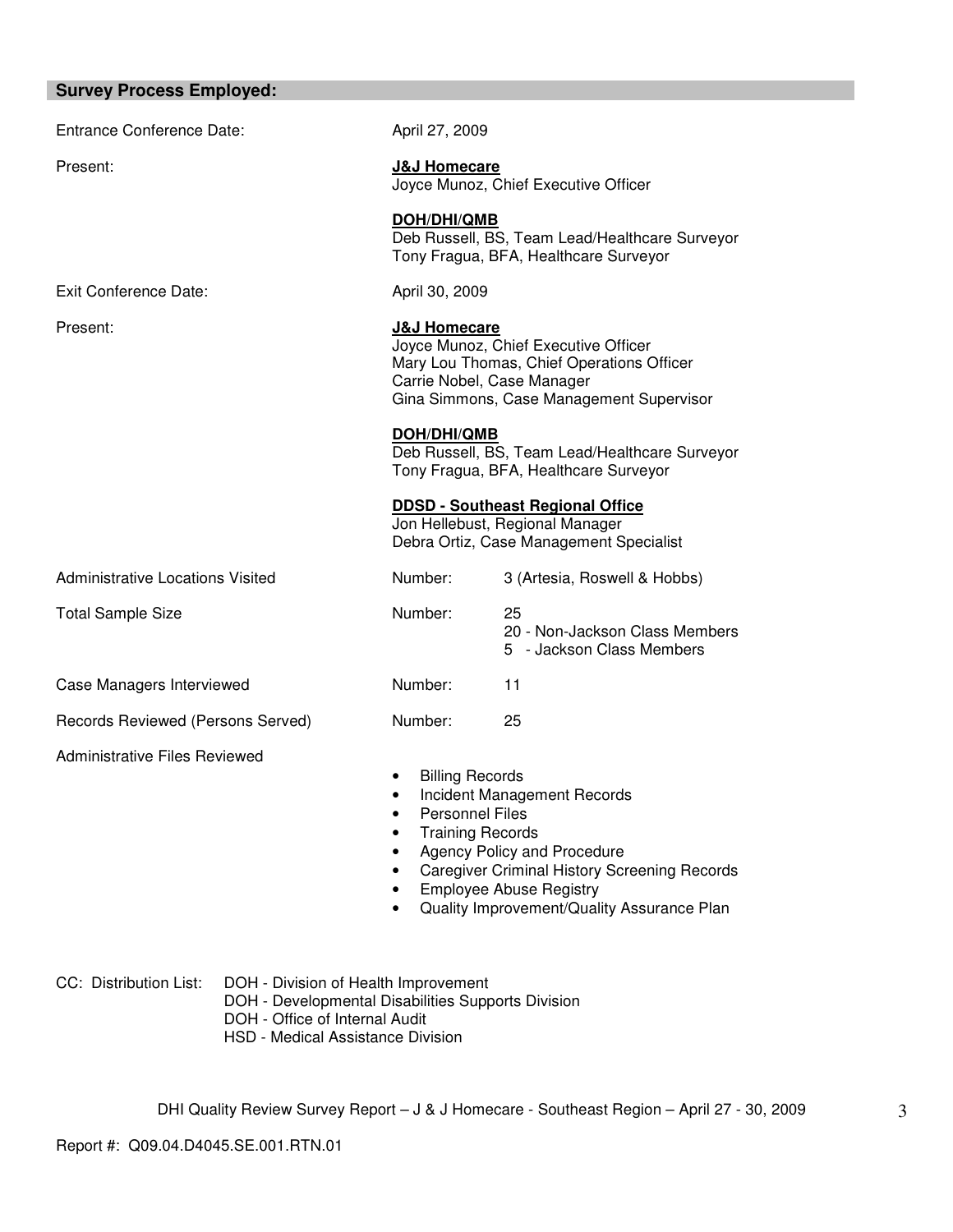## Survey Process Employed:

| | | |
|---|---|---|
| Entrance Conference Date: | April 27, 2009 | |
| Present: | **J&J Homecare**<br>Joyce Munoz, Chief Executive Officer<br><br>**DOH/DHI/QMB**<br>Deb Russell, BS, Team Lead/Healthcare Surveyor<br>Tony Fragua, BFA, Healthcare Surveyor | |
| Exit Conference Date: | April 30, 2009 | |
| Present: | **J&J Homecare**<br>Joyce Munoz, Chief Executive Officer<br>Mary Lou Thomas, Chief Operations Officer<br>Carrie Nobel, Case Manager<br>Gina Simmons, Case Management Supervisor<br><br>**DOH/DHI/QMB**<br>Deb Russell, BS, Team Lead/Healthcare Surveyor<br>Tony Fragua, BFA, Healthcare Surveyor<br><br>**DDSD - Southeast Regional Office**<br>Jon Hellebust, Regional Manager<br>Debra Ortiz, Case Management Specialist | |
| Administrative Locations Visited | Number: | 3 (Artesia, Roswell & Hobbs) |
| Total Sample Size | Number: | 25<br>20 - Non-Jackson Class Members<br>5 - Jackson Class Members |
| Case Managers Interviewed | Number: | 11 |
| Records Reviewed (Persons Served) | Number: | 25 |

Administrative Files Reviewed

- Billing Records
- Incident Management Records
- Personnel Files
- Training Records
- Agency Policy and Procedure
- Caregiver Criminal History Screening Records
- Employee Abuse Registry
- Quality Improvement/Quality Assurance Plan

CC: Distribution List:
- DOH - Division of Health Improvement
- DOH - Developmental Disabilities Supports Division
- DOH - Office of Internal Audit
- HSD - Medical Assistance Division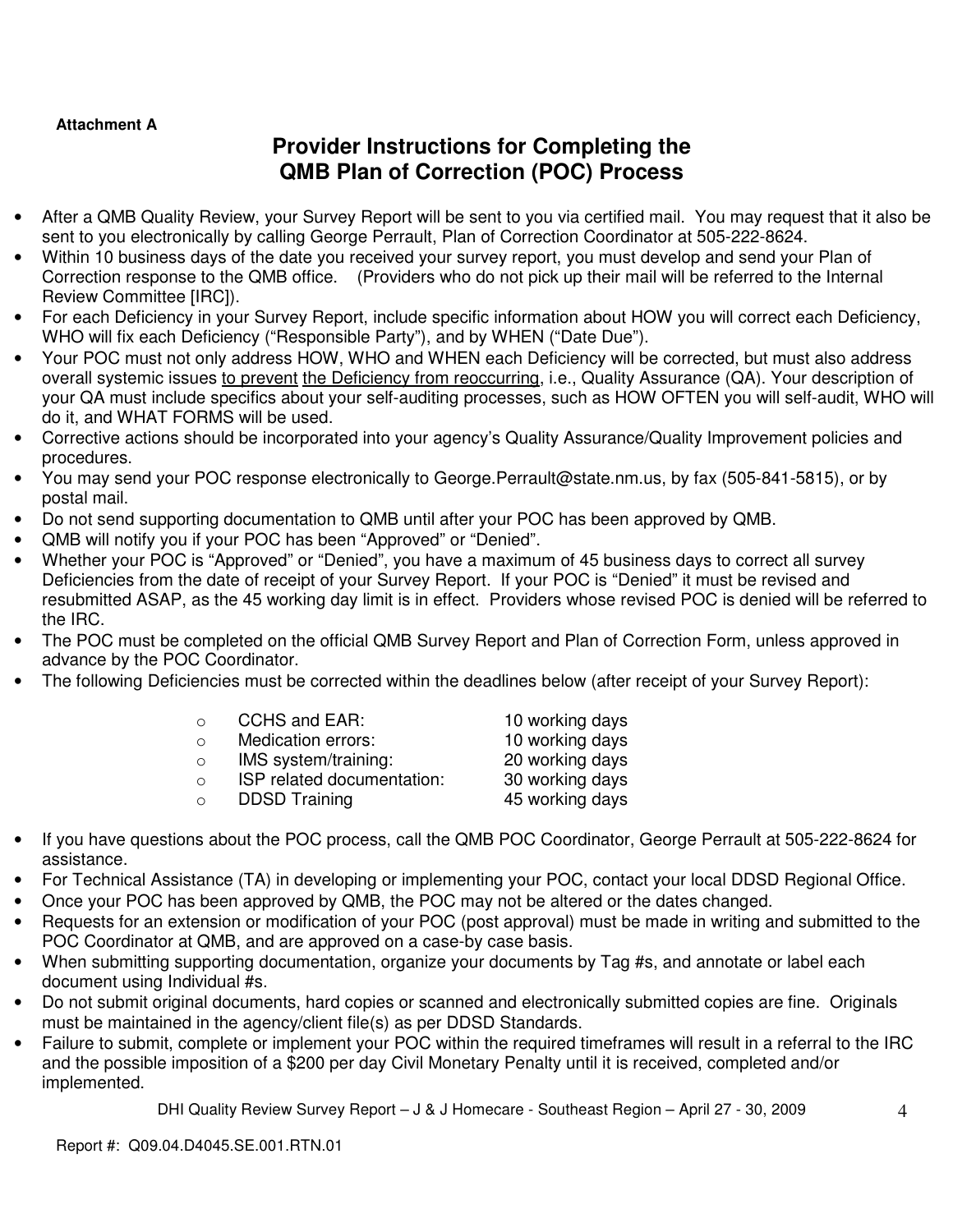**Attachment A**

# Provider Instructions for Completing the QMB Plan of Correction (POC) Process

- After a QMB Quality Review, your Survey Report will be sent to you via certified mail. You may request that it also be sent to you electronically by calling George Perrault, Plan of Correction Coordinator at 505-222-8624.
- Within 10 business days of the date you received your survey report, you must develop and send your Plan of Correction response to the QMB office. (Providers who do not pick up their mail will be referred to the Internal Review Committee [IRC]).
- For each Deficiency in your Survey Report, include specific information about HOW you will correct each Deficiency, WHO will fix each Deficiency ("Responsible Party"), and by WHEN ("Date Due").
- Your POC must not only address HOW, WHO and WHEN each Deficiency will be corrected, but must also address overall systemic issues <u>to prevent</u> <u>the Deficiency from reoccurring</u>, i.e., Quality Assurance (QA). Your description of your QA must include specifics about your self-auditing processes, such as HOW OFTEN you will self-audit, WHO will do it, and WHAT FORMS will be used.
- Corrective actions should be incorporated into your agency's Quality Assurance/Quality Improvement policies and procedures.
- You may send your POC response electronically to George.Perrault@state.nm.us, by fax (505-841-5815), or by postal mail.
- Do not send supporting documentation to QMB until after your POC has been approved by QMB.
- QMB will notify you if your POC has been "Approved" or "Denied".
- Whether your POC is "Approved" or "Denied", you have a maximum of 45 business days to correct all survey Deficiencies from the date of receipt of your Survey Report. If your POC is "Denied" it must be revised and resubmitted ASAP, as the 45 working day limit is in effect. Providers whose revised POC is denied will be referred to the IRC.
- The POC must be completed on the official QMB Survey Report and Plan of Correction Form, unless approved in advance by the POC Coordinator.
- The following Deficiencies must be corrected within the deadlines below (after receipt of your Survey Report):
    - CCHS and EAR: 10 working days
    - Medication errors: 10 working days
    - IMS system/training: 20 working days
    - ISP related documentation: 30 working days
    - DDSD Training 45 working days
- If you have questions about the POC process, call the QMB POC Coordinator, George Perrault at 505-222-8624 for assistance.
- For Technical Assistance (TA) in developing or implementing your POC, contact your local DDSD Regional Office.
- Once your POC has been approved by QMB, the POC may not be altered or the dates changed.
- Requests for an extension or modification of your POC (post approval) must be made in writing and submitted to the POC Coordinator at QMB, and are approved on a case-by case basis.
- When submitting supporting documentation, organize your documents by Tag #s, and annotate or label each document using Individual #s.
- Do not submit original documents, hard copies or scanned and electronically submitted copies are fine. Originals must be maintained in the agency/client file(s) as per DDSD Standards.
- Failure to submit, complete or implement your POC within the required timeframes will result in a referral to the IRC and the possible imposition of a $200 per day Civil Monetary Penalty until it is received, completed and/or implemented.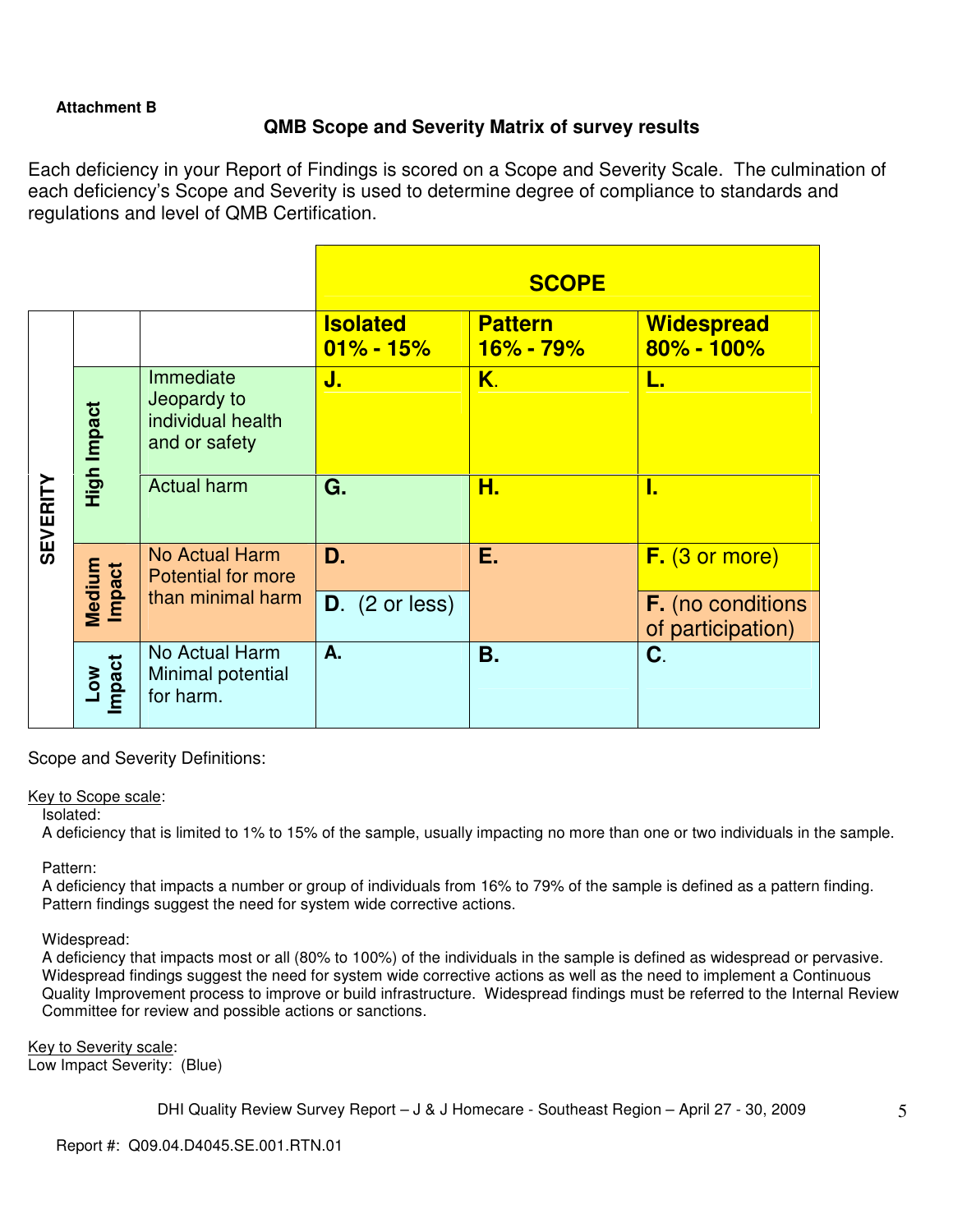**Attachment B**

## QMB Scope and Severity Matrix of survey results

Each deficiency in your Report of Findings is scored on a Scope and Severity Scale. The culmination of each deficiency's Scope and Severity is used to determine degree of compliance to standards and regulations and level of QMB Certification.

| SEVERITY | | | SCOPE | | |
|---|---|---|---|---|---|
| | | | **Isolated 01% - 15%** | **Pattern 16% - 79%** | **Widespread 80% - 100%** |
| | High Impact | Immediate Jeopardy to individual health and or safety | **J.** | **K.** | **L.** |
| | High Impact | Actual harm | **G.** | **H.** | **I.** |
| | Medium Impact | No Actual Harm Potential for more than minimal harm | **D.** | **E.** | **F.** (3 or more) |
| | Medium Impact | | **D.** (2 or less) | | **F.** (no conditions of participation) |
| | Low Impact | No Actual Harm Minimal potential for harm. | **A.** | **B.** | **C.** |

Scope and Severity Definitions:

Key to Scope scale:

Isolated:
A deficiency that is limited to 1% to 15% of the sample, usually impacting no more than one or two individuals in the sample.

Pattern:
A deficiency that impacts a number or group of individuals from 16% to 79% of the sample is defined as a pattern finding. Pattern findings suggest the need for system wide corrective actions.

Widespread:
A deficiency that impacts most or all (80% to 100%) of the individuals in the sample is defined as widespread or pervasive. Widespread findings suggest the need for system wide corrective actions as well as the need to implement a Continuous Quality Improvement process to improve or build infrastructure. Widespread findings must be referred to the Internal Review Committee for review and possible actions or sanctions.

Key to Severity scale:
Low Impact Severity: (Blue)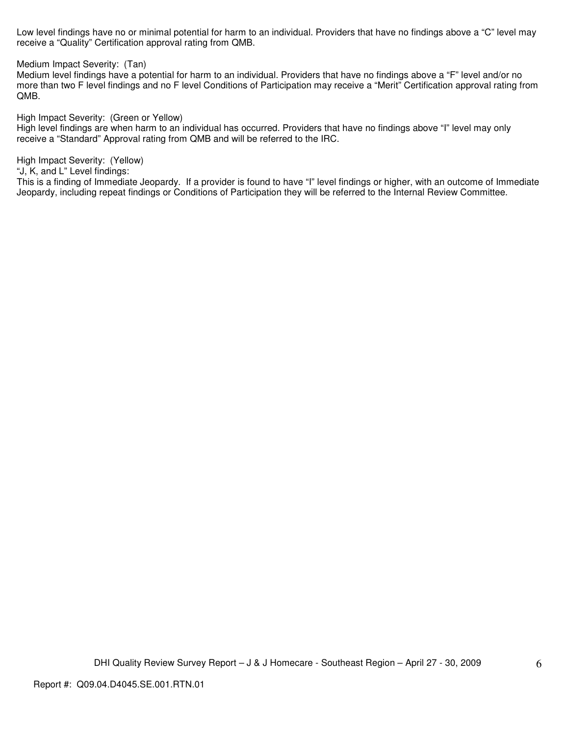Low level findings have no or minimal potential for harm to an individual. Providers that have no findings above a "C" level may receive a "Quality" Certification approval rating from QMB.

Medium Impact Severity: (Tan)
Medium level findings have a potential for harm to an individual. Providers that have no findings above a "F" level and/or no more than two F level findings and no F level Conditions of Participation may receive a "Merit" Certification approval rating from QMB.

High Impact Severity: (Green or Yellow)
High level findings are when harm to an individual has occurred. Providers that have no findings above "I" level may only receive a "Standard" Approval rating from QMB and will be referred to the IRC.

High Impact Severity: (Yellow)
"J, K, and L" Level findings:
This is a finding of Immediate Jeopardy. If a provider is found to have "I" level findings or higher, with an outcome of Immediate Jeopardy, including repeat findings or Conditions of Participation they will be referred to the Internal Review Committee.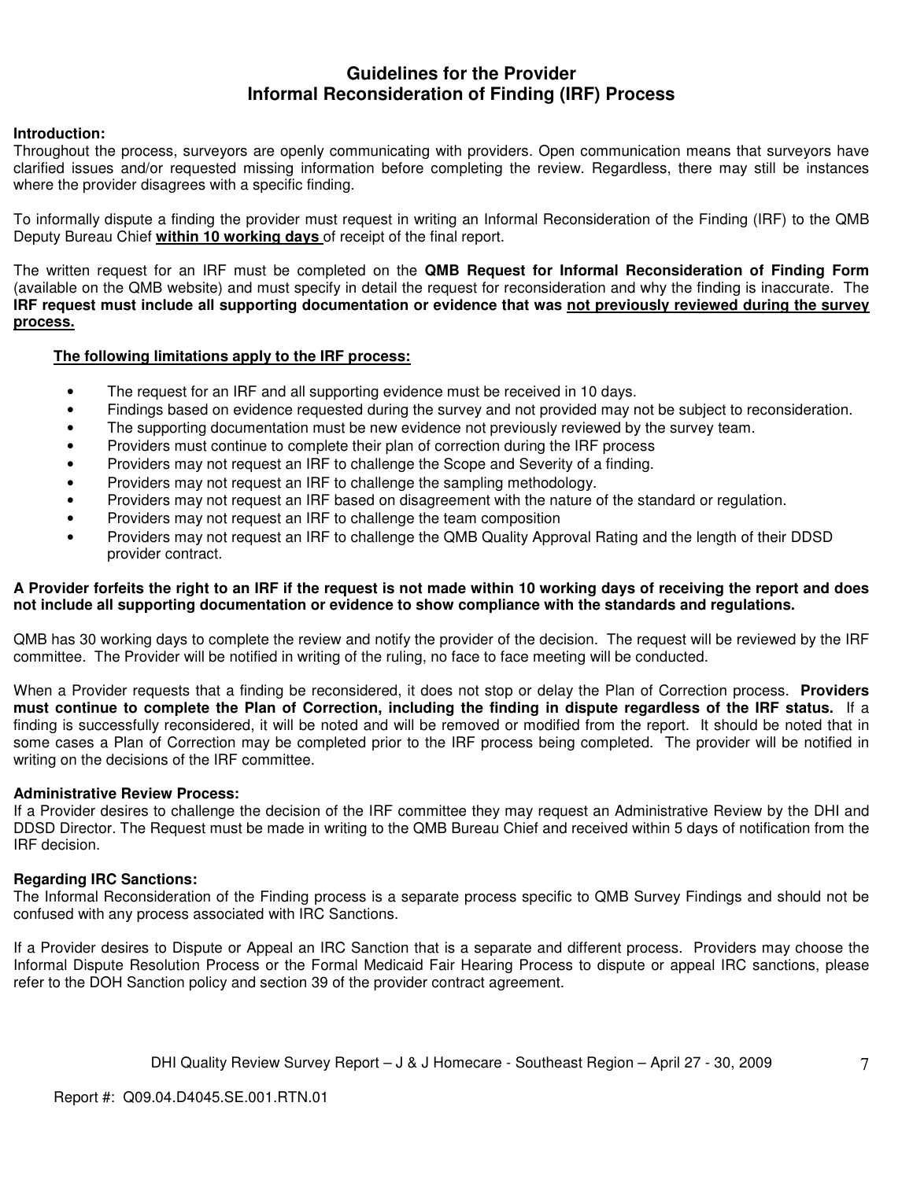# Guidelines for the Provider
# Informal Reconsideration of Finding (IRF) Process

**Introduction:**
Throughout the process, surveyors are openly communicating with providers. Open communication means that surveyors have clarified issues and/or requested missing information before completing the review. Regardless, there may still be instances where the provider disagrees with a specific finding.

To informally dispute a finding the provider must request in writing an Informal Reconsideration of the Finding (IRF) to the QMB Deputy Bureau Chief <u>**within 10 working days**</u> of receipt of the final report.

The written request for an IRF must be completed on the **QMB Request for Informal Reconsideration of Finding Form** (available on the QMB website) and must specify in detail the request for reconsideration and why the finding is inaccurate. The **IRF request must include all supporting documentation or evidence that was <u>not previously reviewed during the survey process.</u>**

<u>**The following limitations apply to the IRF process:**</u>

- The request for an IRF and all supporting evidence must be received in 10 days.
- Findings based on evidence requested during the survey and not provided may not be subject to reconsideration.
- The supporting documentation must be new evidence not previously reviewed by the survey team.
- Providers must continue to complete their plan of correction during the IRF process
- Providers may not request an IRF to challenge the Scope and Severity of a finding.
- Providers may not request an IRF to challenge the sampling methodology.
- Providers may not request an IRF based on disagreement with the nature of the standard or regulation.
- Providers may not request an IRF to challenge the team composition
- Providers may not request an IRF to challenge the QMB Quality Approval Rating and the length of their DDSD provider contract.

**A Provider forfeits the right to an IRF if the request is not made within 10 working days of receiving the report and does not include all supporting documentation or evidence to show compliance with the standards and regulations.**

QMB has 30 working days to complete the review and notify the provider of the decision. The request will be reviewed by the IRF committee. The Provider will be notified in writing of the ruling, no face to face meeting will be conducted.

When a Provider requests that a finding be reconsidered, it does not stop or delay the Plan of Correction process. **Providers must continue to complete the Plan of Correction, including the finding in dispute regardless of the IRF status.** If a finding is successfully reconsidered, it will be noted and will be removed or modified from the report. It should be noted that in some cases a Plan of Correction may be completed prior to the IRF process being completed. The provider will be notified in writing on the decisions of the IRF committee.

**Administrative Review Process:**
If a Provider desires to challenge the decision of the IRF committee they may request an Administrative Review by the DHI and DDSD Director. The Request must be made in writing to the QMB Bureau Chief and received within 5 days of notification from the IRF decision.

**Regarding IRC Sanctions:**
The Informal Reconsideration of the Finding process is a separate process specific to QMB Survey Findings and should not be confused with any process associated with IRC Sanctions.

If a Provider desires to Dispute or Appeal an IRC Sanction that is a separate and different process. Providers may choose the Informal Dispute Resolution Process or the Formal Medicaid Fair Hearing Process to dispute or appeal IRC sanctions, please refer to the DOH Sanction policy and section 39 of the provider contract agreement.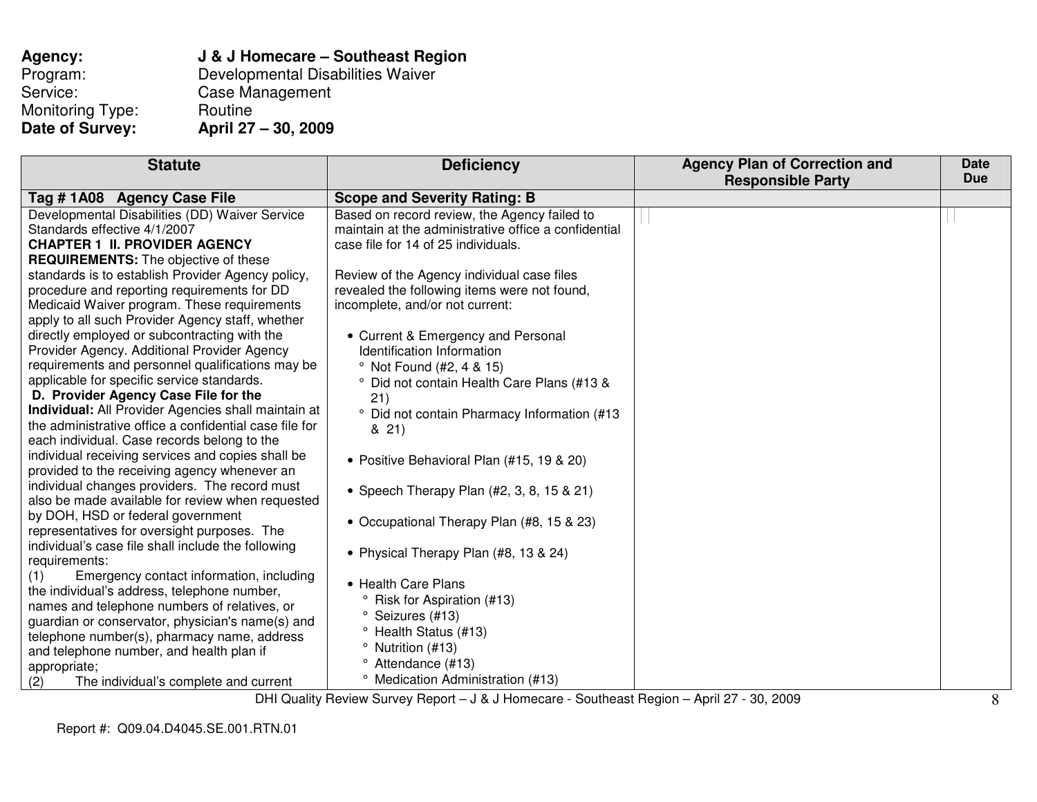**Agency:** **J & J Homecare – Southeast Region**
Program: Developmental Disabilities Waiver
Service: Case Management
Monitoring Type: Routine
**Date of Survey:** **April 27 – 30, 2009**

| Statute | Deficiency | Agency Plan of Correction and Responsible Party | Date Due |
|---|---|---|---|
| **Tag # 1A08 Agency Case File** | **Scope and Severity Rating: B** | | |
| Developmental Disabilities (DD) Waiver Service Standards effective 4/1/2007<br>**CHAPTER 1 II. PROVIDER AGENCY REQUIREMENTS:** The objective of these standards is to establish Provider Agency policy, procedure and reporting requirements for DD Medicaid Waiver program. These requirements apply to all such Provider Agency staff, whether directly employed or subcontracting with the Provider Agency. Additional Provider Agency requirements and personnel qualifications may be applicable for specific service standards.<br>**D. Provider Agency Case File for the Individual:** All Provider Agencies shall maintain at the administrative office a confidential case file for each individual. Case records belong to the individual receiving services and copies shall be provided to the receiving agency whenever an individual changes providers. The record must also be made available for review when requested by DOH, HSD or federal government representatives for oversight purposes. The individual's case file shall include the following requirements:<br>(1) Emergency contact information, including the individual's address, telephone number, names and telephone numbers of relatives, or guardian or conservator, physician's name(s) and telephone number(s), pharmacy name, address and telephone number, and health plan if appropriate;<br>(2) The individual's complete and current | Based on record review, the Agency failed to maintain at the administrative office a confidential case file for 14 of 25 individuals.<br><br>Review of the Agency individual case files revealed the following items were not found, incomplete, and/or not current:<br><br>• Current & Emergency and Personal Identification Information<br>° Not Found (#2, 4 & 15)<br>° Did not contain Health Care Plans (#13 & 21)<br>° Did not contain Pharmacy Information (#13 & 21)<br><br>• Positive Behavioral Plan (#15, 19 & 20)<br><br>• Speech Therapy Plan (#2, 3, 8, 15 & 21)<br><br>• Occupational Therapy Plan (#8, 15 & 23)<br><br>• Physical Therapy Plan (#8, 13 & 24)<br><br>• Health Care Plans<br>° Risk for Aspiration (#13)<br>° Seizures (#13)<br>° Health Status (#13)<br>° Nutrition (#13)<br>° Attendance (#13)<br>° Medication Administration (#13) | | |

Report #: Q09.04.D4045.SE.001.RTN.01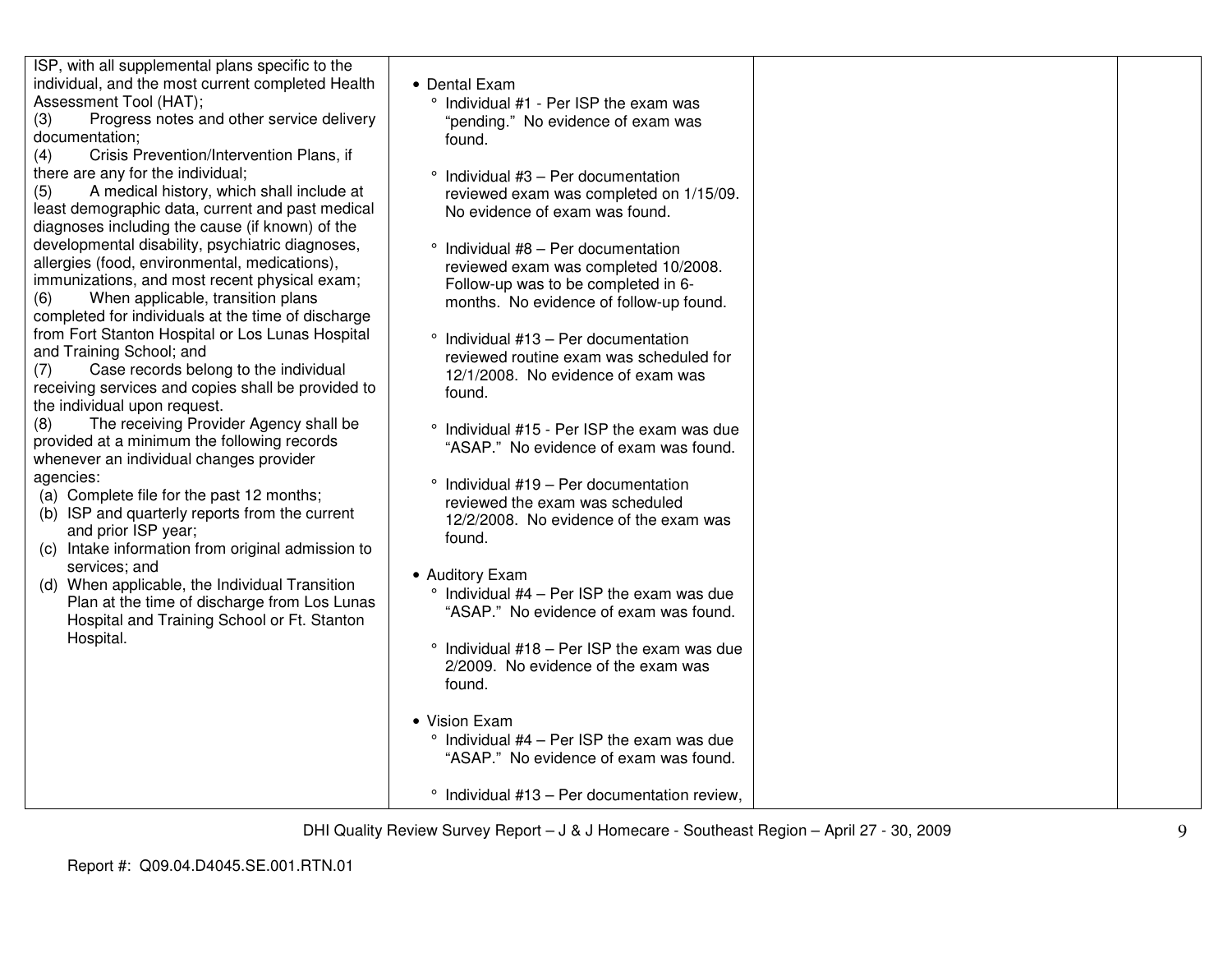| | | | |
|---|---|---|---|
| ISP, with all supplemental plans specific to the individual, and the most current completed Health Assessment Tool (HAT);<br>(3) Progress notes and other service delivery documentation;<br>(4) Crisis Prevention/Intervention Plans, if there are any for the individual;<br>(5) A medical history, which shall include at least demographic data, current and past medical diagnoses including the cause (if known) of the developmental disability, psychiatric diagnoses, allergies (food, environmental, medications), immunizations, and most recent physical exam;<br>(6) When applicable, transition plans completed for individuals at the time of discharge from Fort Stanton Hospital or Los Lunas Hospital and Training School; and<br>(7) Case records belong to the individual receiving services and copies shall be provided to the individual upon request.<br>(8) The receiving Provider Agency shall be provided at a minimum the following records whenever an individual changes provider agencies:<br>(a) Complete file for the past 12 months;<br>(b) ISP and quarterly reports from the current and prior ISP year;<br>(c) Intake information from original admission to services; and<br>(d) When applicable, the Individual Transition Plan at the time of discharge from Los Lunas Hospital and Training School or Ft. Stanton Hospital. | • Dental Exam<br>° Individual #1 - Per ISP the exam was "pending." No evidence of exam was found.<br><br>° Individual #3 – Per documentation reviewed exam was completed on 1/15/09. No evidence of exam was found.<br><br>° Individual #8 – Per documentation reviewed exam was completed 10/2008. Follow-up was to be completed in 6-months. No evidence of follow-up found.<br><br>° Individual #13 – Per documentation reviewed routine exam was scheduled for 12/1/2008. No evidence of exam was found.<br><br>° Individual #15 - Per ISP the exam was due "ASAP." No evidence of exam was found.<br><br>° Individual #19 – Per documentation reviewed the exam was scheduled 12/2/2008. No evidence of the exam was found.<br><br>• Auditory Exam<br>° Individual #4 – Per ISP the exam was due "ASAP." No evidence of exam was found.<br><br>° Individual #18 – Per ISP the exam was due 2/2009. No evidence of the exam was found.<br><br>• Vision Exam<br>° Individual #4 – Per ISP the exam was due "ASAP." No evidence of exam was found.<br><br>° Individual #13 – Per documentation review, | | |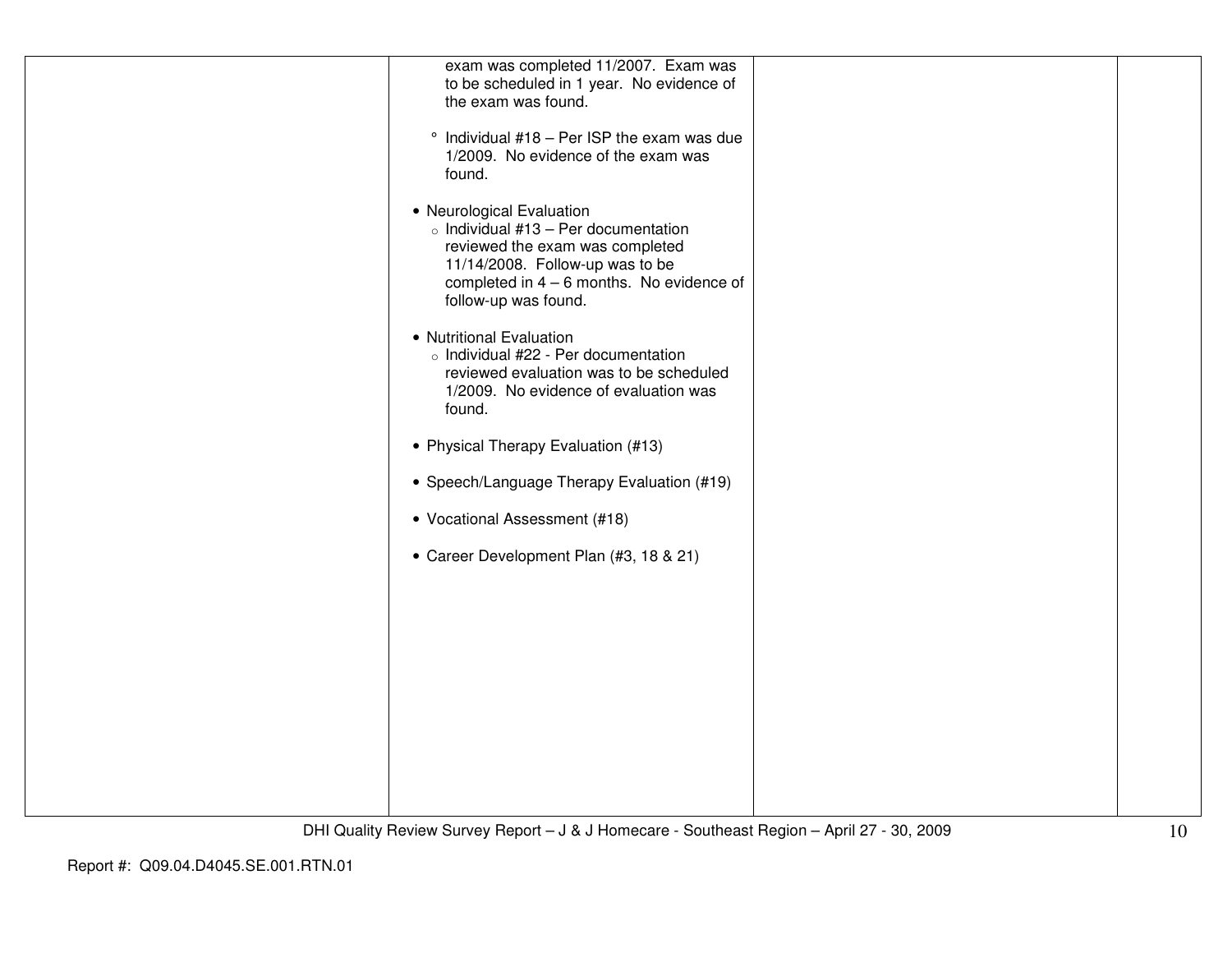| | | | |
|---|---|---|---|
| | exam was completed 11/2007. Exam was to be scheduled in 1 year. No evidence of the exam was found.<br><br>° Individual #18 – Per ISP the exam was due 1/2009. No evidence of the exam was found.<br><br>• Neurological Evaluation<br>○ Individual #13 – Per documentation reviewed the exam was completed 11/14/2008. Follow-up was to be completed in 4 – 6 months. No evidence of follow-up was found.<br><br>• Nutritional Evaluation<br>○ Individual #22 - Per documentation reviewed evaluation was to be scheduled 1/2009. No evidence of evaluation was found.<br><br>• Physical Therapy Evaluation (#13)<br><br>• Speech/Language Therapy Evaluation (#19)<br><br>• Vocational Assessment (#18)<br><br>• Career Development Plan (#3, 18 & 21) | | |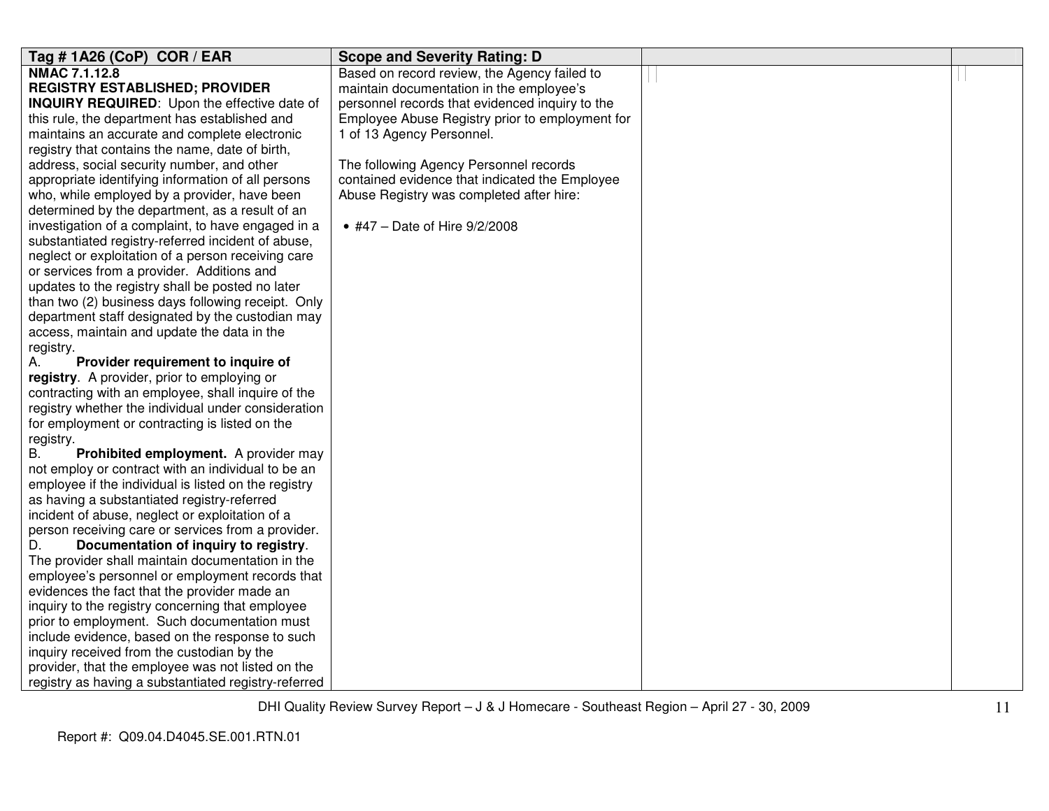| Tag # 1A26 (CoP) COR / EAR | Scope and Severity Rating: D | | |
|---|---|---|---|
| **NMAC 7.1.12.8**<br>**REGISTRY ESTABLISHED; PROVIDER INQUIRY REQUIRED**: Upon the effective date of this rule, the department has established and maintains an accurate and complete electronic registry that contains the name, date of birth, address, social security number, and other appropriate identifying information of all persons who, while employed by a provider, have been determined by the department, as a result of an investigation of a complaint, to have engaged in a substantiated registry-referred incident of abuse, neglect or exploitation of a person receiving care or services from a provider. Additions and updates to the registry shall be posted no later than two (2) business days following receipt. Only department staff designated by the custodian may access, maintain and update the data in the registry.<br>A. **Provider requirement to inquire of registry**. A provider, prior to employing or contracting with an employee, shall inquire of the registry whether the individual under consideration for employment or contracting is listed on the registry.<br>B. **Prohibited employment.** A provider may not employ or contract with an individual to be an employee if the individual is listed on the registry as having a substantiated registry-referred incident of abuse, neglect or exploitation of a person receiving care or services from a provider.<br>D. **Documentation of inquiry to registry**. The provider shall maintain documentation in the employee's personnel or employment records that evidences the fact that the provider made an inquiry to the registry concerning that employee prior to employment. Such documentation must include evidence, based on the response to such inquiry received from the custodian by the provider, that the employee was not listed on the registry as having a substantiated registry-referred | Based on record review, the Agency failed to maintain documentation in the employee's personnel records that evidenced inquiry to the Employee Abuse Registry prior to employment for 1 of 13 Agency Personnel.<br><br>The following Agency Personnel records contained evidence that indicated the Employee Abuse Registry was completed after hire:<br><br>• #47 – Date of Hire 9/2/2008 | | |

DHI Quality Review Survey Report – J & J Homecare - Southeast Region – April 27 - 30, 2009

Report #: Q09.04.D4045.SE.001.RTN.01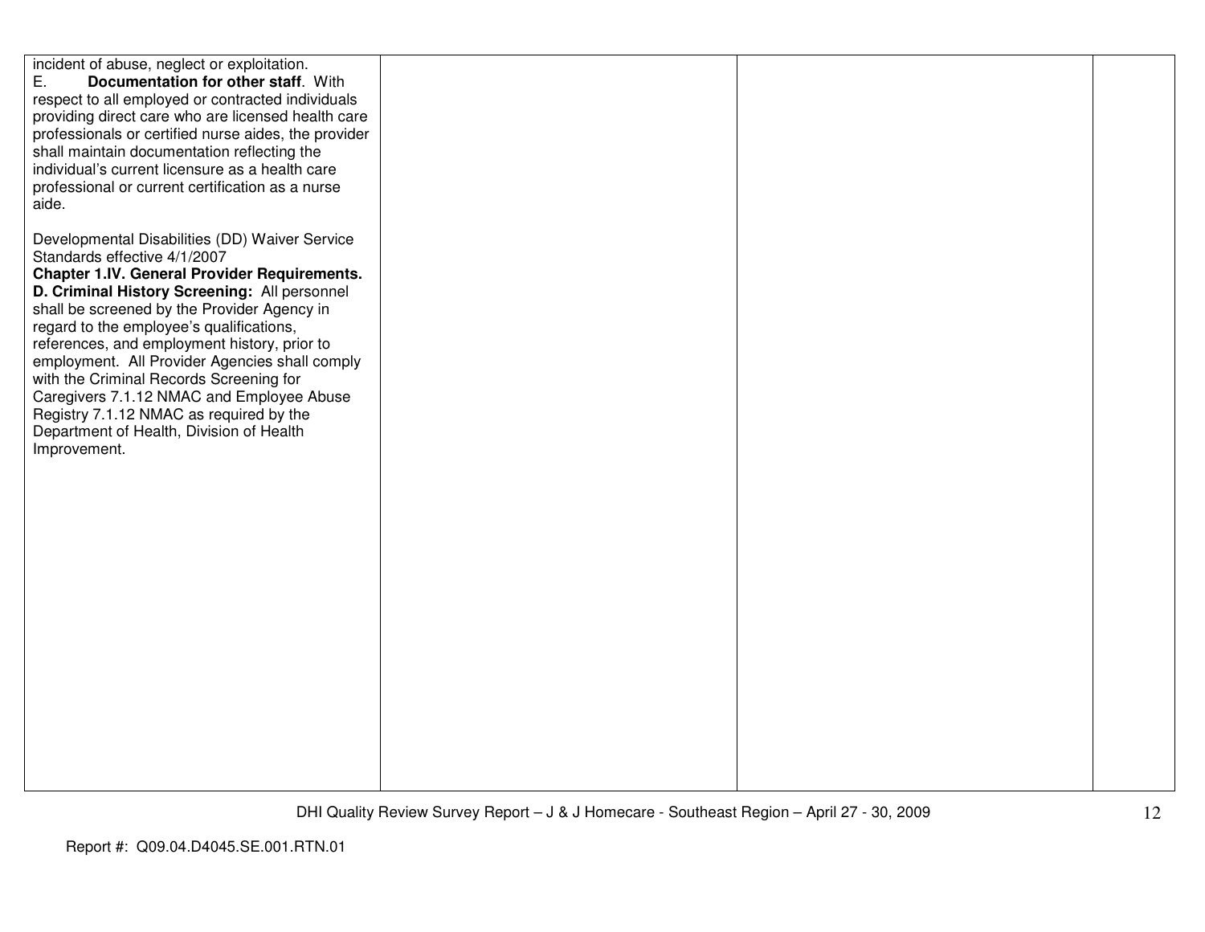| | | | |
|---|---|---|---|
| incident of abuse, neglect or exploitation.<br>E. **Documentation for other staff**. With respect to all employed or contracted individuals providing direct care who are licensed health care professionals or certified nurse aides, the provider shall maintain documentation reflecting the individual's current licensure as a health care professional or current certification as a nurse aide.<br><br>Developmental Disabilities (DD) Waiver Service Standards effective 4/1/2007<br>**Chapter 1.IV. General Provider Requirements.**<br>**D. Criminal History Screening:** All personnel shall be screened by the Provider Agency in regard to the employee's qualifications, references, and employment history, prior to employment. All Provider Agencies shall comply with the Criminal Records Screening for Caregivers 7.1.12 NMAC and Employee Abuse Registry 7.1.12 NMAC as required by the Department of Health, Division of Health Improvement. | | | |

DHI Quality Review Survey Report – J & J Homecare - Southeast Region – April 27 - 30, 2009

Report #: Q09.04.D4045.SE.001.RTN.01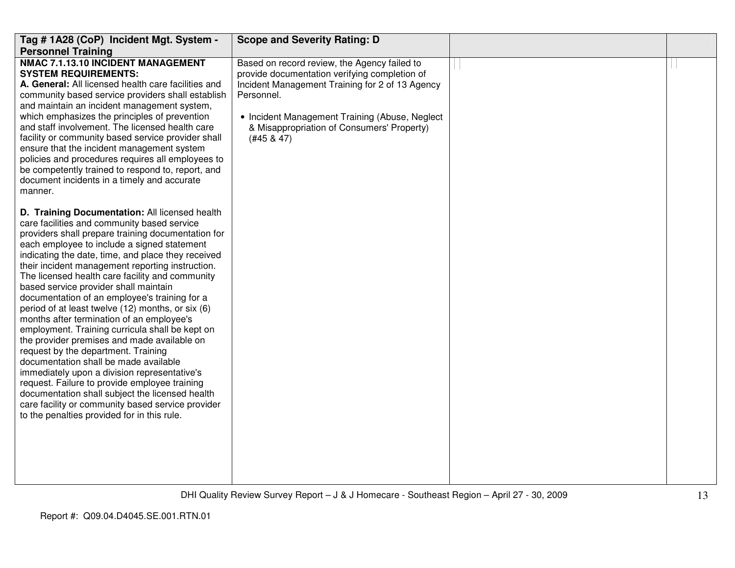| Tag # 1A28 (CoP) Incident Mgt. System - Personnel Training | Scope and Severity Rating: D | | |
|---|---|---|---|
| **NMAC 7.1.13.10 INCIDENT MANAGEMENT SYSTEM REQUIREMENTS:**<br>**A. General:** All licensed health care facilities and community based service providers shall establish and maintain an incident management system, which emphasizes the principles of prevention and staff involvement. The licensed health care facility or community based service provider shall ensure that the incident management system policies and procedures requires all employees to be competently trained to respond to, report, and document incidents in a timely and accurate manner.<br><br>**D. Training Documentation:** All licensed health care facilities and community based service providers shall prepare training documentation for each employee to include a signed statement indicating the date, time, and place they received their incident management reporting instruction. The licensed health care facility and community based service provider shall maintain documentation of an employee's training for a period of at least twelve (12) months, or six (6) months after termination of an employee's employment. Training curricula shall be kept on the provider premises and made available on request by the department. Training documentation shall be made available immediately upon a division representative's request. Failure to provide employee training documentation shall subject the licensed health care facility or community based service provider to the penalties provided for in this rule. | Based on record review, the Agency failed to provide documentation verifying completion of Incident Management Training for 2 of 13 Agency Personnel.<br><br>• Incident Management Training (Abuse, Neglect & Misappropriation of Consumers' Property) (#45 & 47) | | |

Report #: Q09.04.D4045.SE.001.RTN.01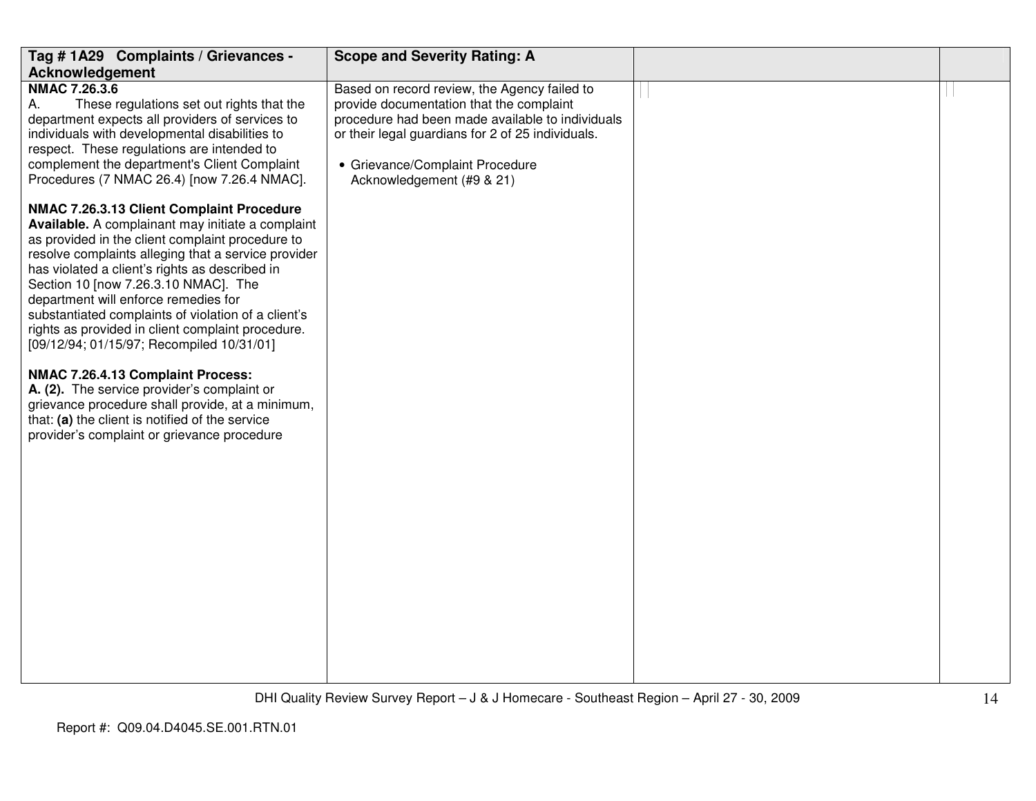| Tag # 1A29 Complaints / Grievances - Acknowledgement | Scope and Severity Rating: A | | |
|---|---|---|---|
| **NMAC 7.26.3.6**<br>A. These regulations set out rights that the department expects all providers of services to individuals with developmental disabilities to respect. These regulations are intended to complement the department's Client Complaint Procedures (7 NMAC 26.4) [now 7.26.4 NMAC].<br><br>**NMAC 7.26.3.13 Client Complaint Procedure Available.** A complainant may initiate a complaint as provided in the client complaint procedure to resolve complaints alleging that a service provider has violated a client's rights as described in Section 10 [now 7.26.3.10 NMAC]. The department will enforce remedies for substantiated complaints of violation of a client's rights as provided in client complaint procedure. [09/12/94; 01/15/97; Recompiled 10/31/01]<br><br>**NMAC 7.26.4.13 Complaint Process:**<br>**A. (2).** The service provider's complaint or grievance procedure shall provide, at a minimum, that: **(a)** the client is notified of the service provider's complaint or grievance procedure | Based on record review, the Agency failed to provide documentation that the complaint procedure had been made available to individuals or their legal guardians for 2 of 25 individuals.<br><br>• Grievance/Complaint Procedure Acknowledgement (#9 & 21) | | |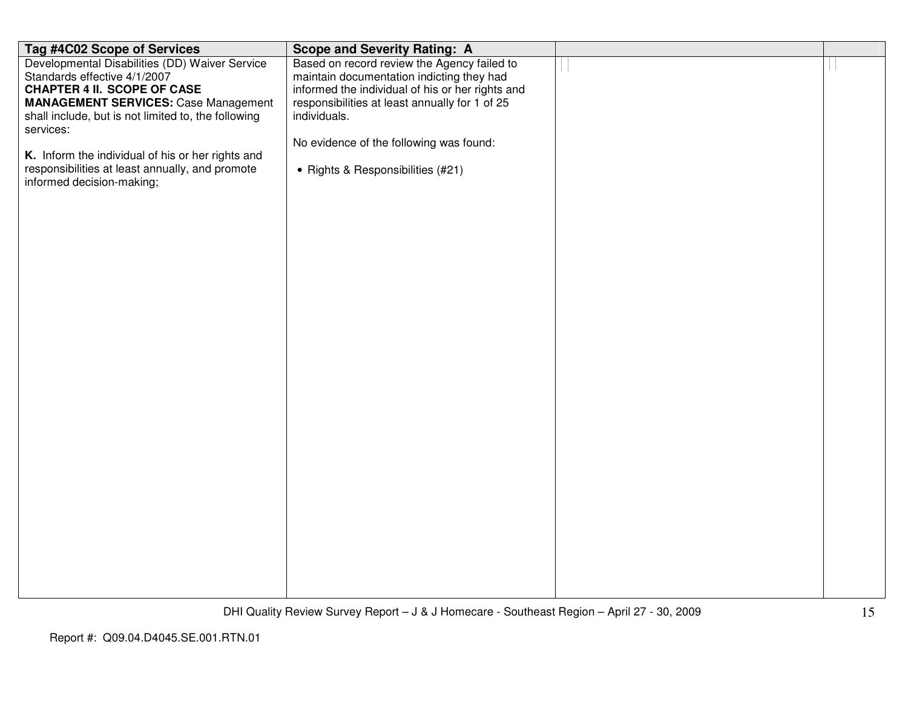| Tag #4C02 Scope of Services | Scope and Severity Rating: A | | |
|---|---|---|---|
| Developmental Disabilities (DD) Waiver Service Standards effective 4/1/2007<br>**CHAPTER 4 II. SCOPE OF CASE MANAGEMENT SERVICES:** Case Management shall include, but is not limited to, the following services:<br><br>**K.** Inform the individual of his or her rights and responsibilities at least annually, and promote informed decision-making; | Based on record review the Agency failed to maintain documentation indicting they had informed the individual of his or her rights and responsibilities at least annually for 1 of 25 individuals.<br><br>No evidence of the following was found:<br><br>• Rights & Responsibilities (#21) | | |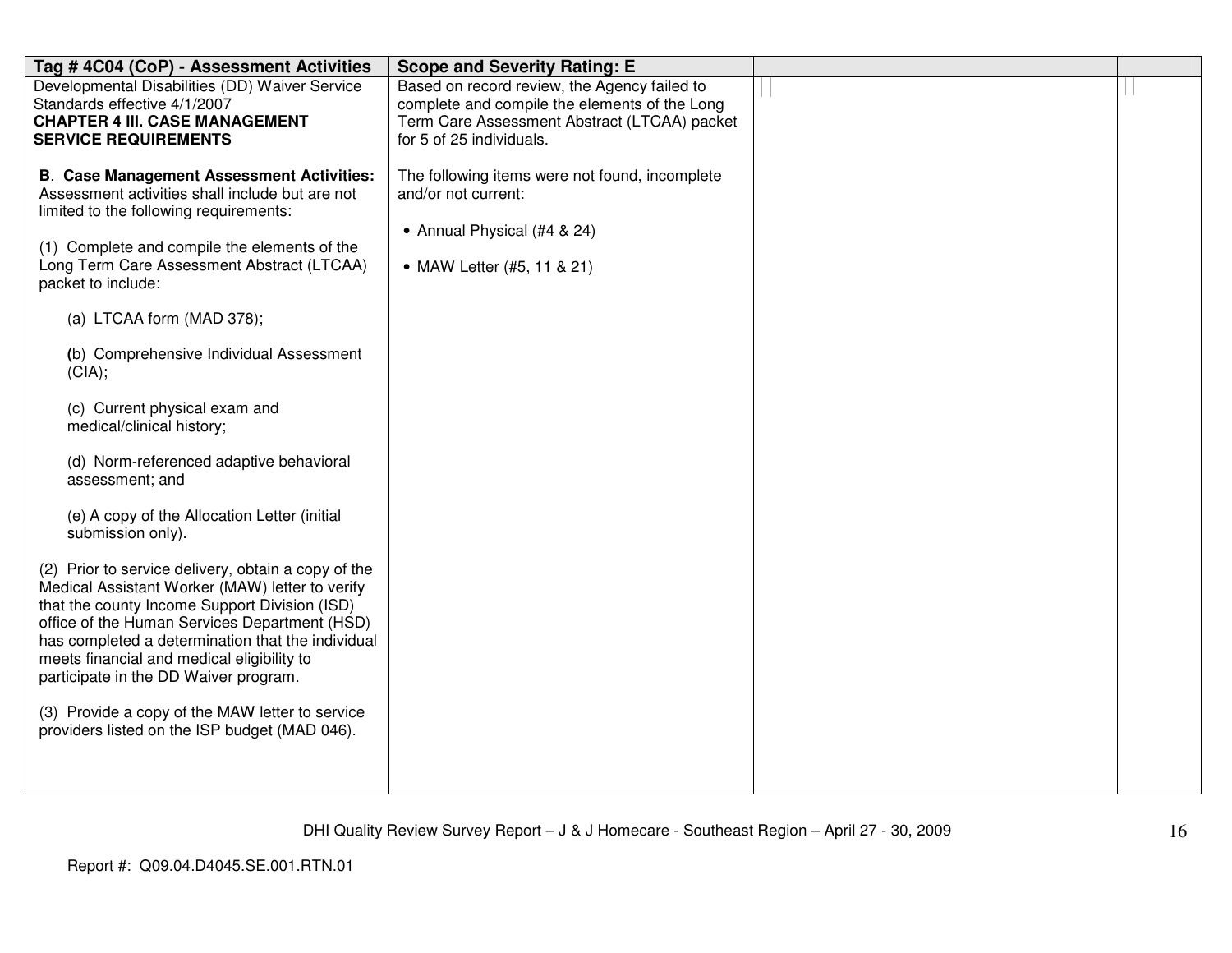| Tag # 4C04 (CoP) - Assessment Activities | Scope and Severity Rating: E | | |
|---|---|---|---|
| Developmental Disabilities (DD) Waiver Service Standards effective 4/1/2007<br>**CHAPTER 4 III. CASE MANAGEMENT SERVICE REQUIREMENTS**<br><br>**B**. **Case Management Assessment Activities:** Assessment activities shall include but are not limited to the following requirements:<br><br>(1) Complete and compile the elements of the Long Term Care Assessment Abstract (LTCAA) packet to include:<br><br>(a) LTCAA form (MAD 378);<br><br>(b) Comprehensive Individual Assessment (CIA);<br><br>(c) Current physical exam and medical/clinical history;<br><br>(d) Norm-referenced adaptive behavioral assessment; and<br><br>(e) A copy of the Allocation Letter (initial submission only).<br><br>(2) Prior to service delivery, obtain a copy of the Medical Assistant Worker (MAW) letter to verify that the county Income Support Division (ISD) office of the Human Services Department (HSD) has completed a determination that the individual meets financial and medical eligibility to participate in the DD Waiver program.<br><br>(3) Provide a copy of the MAW letter to service providers listed on the ISP budget (MAD 046). | Based on record review, the Agency failed to complete and compile the elements of the Long Term Care Assessment Abstract (LTCAA) packet for 5 of 25 individuals.<br><br>The following items were not found, incomplete and/or not current:<br><br>• Annual Physical (#4 & 24)<br><br>• MAW Letter (#5, 11 & 21) | | |

Report #: Q09.04.D4045.SE.001.RTN.01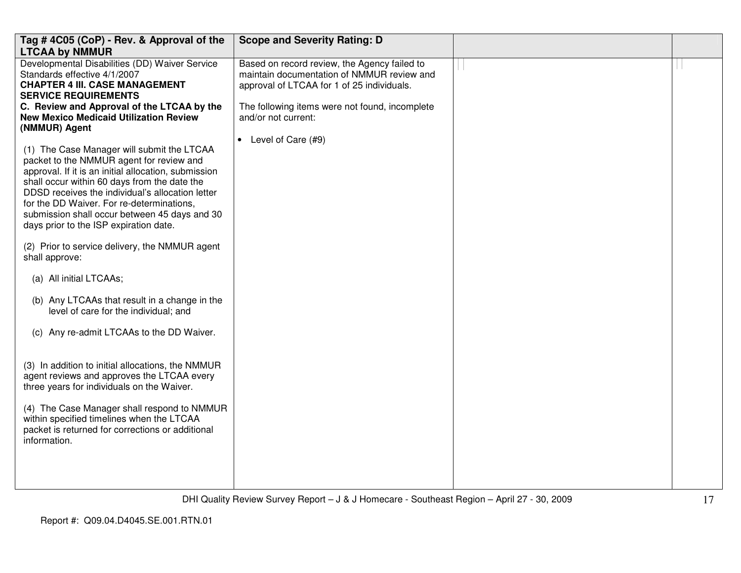| Tag # 4C05 (CoP) - Rev. & Approval of the LTCAA by NMMUR | Scope and Severity Rating: D | | |
|---|---|---|---|
| Developmental Disabilities (DD) Waiver Service Standards effective 4/1/2007<br>**CHAPTER 4 III. CASE MANAGEMENT SERVICE REQUIREMENTS**<br>**C. Review and Approval of the LTCAA by the New Mexico Medicaid Utilization Review (NMMUR) Agent**<br><br>(1) The Case Manager will submit the LTCAA packet to the NMMUR agent for review and approval. If it is an initial allocation, submission shall occur within 60 days from the date the DDSD receives the individual's allocation letter for the DD Waiver. For re-determinations, submission shall occur between 45 days and 30 days prior to the ISP expiration date.<br><br>(2) Prior to service delivery, the NMMUR agent shall approve:<br><br>(a) All initial LTCAAs;<br><br>(b) Any LTCAAs that result in a change in the level of care for the individual; and<br><br>(c) Any re-admit LTCAAs to the DD Waiver.<br><br>(3) In addition to initial allocations, the NMMUR agent reviews and approves the LTCAA every three years for individuals on the Waiver.<br><br>(4) The Case Manager shall respond to NMMUR within specified timelines when the LTCAA packet is returned for corrections or additional information. | Based on record review, the Agency failed to maintain documentation of NMMUR review and approval of LTCAA for 1 of 25 individuals.<br><br>The following items were not found, incomplete and/or not current:<br><br>• Level of Care (#9) | | |

DHI Quality Review Survey Report – J & J Homecare - Southeast Region – April 27 - 30, 2009

Report #: Q09.04.D4045.SE.001.RTN.01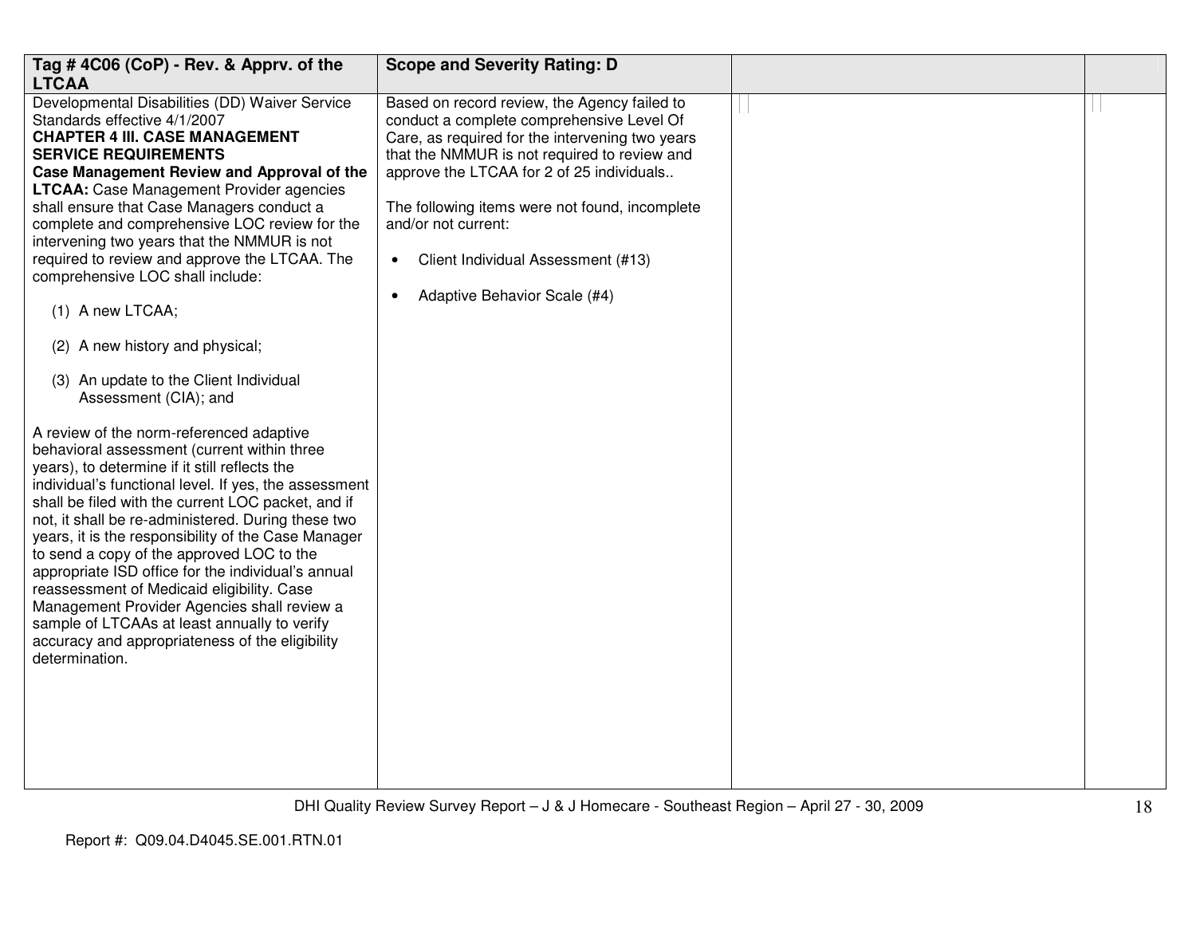| Tag # 4C06 (CoP) - Rev. & Apprv. of the LTCAA | Scope and Severity Rating: D | | |
|---|---|---|---|
| Developmental Disabilities (DD) Waiver Service Standards effective 4/1/2007<br>**CHAPTER 4 III. CASE MANAGEMENT SERVICE REQUIREMENTS**<br>**Case Management Review and Approval of the LTCAA:** Case Management Provider agencies shall ensure that Case Managers conduct a complete and comprehensive LOC review for the intervening two years that the NMMUR is not required to review and approve the LTCAA. The comprehensive LOC shall include:<br><br>(1) A new LTCAA;<br><br>(2) A new history and physical;<br><br>(3) An update to the Client Individual Assessment (CIA); and<br><br>A review of the norm-referenced adaptive behavioral assessment (current within three years), to determine if it still reflects the individual's functional level. If yes, the assessment shall be filed with the current LOC packet, and if not, it shall be re-administered. During these two years, it is the responsibility of the Case Manager to send a copy of the approved LOC to the appropriate ISD office for the individual's annual reassessment of Medicaid eligibility. Case Management Provider Agencies shall review a sample of LTCAAs at least annually to verify accuracy and appropriateness of the eligibility determination. | Based on record review, the Agency failed to conduct a complete comprehensive Level Of Care, as required for the intervening two years that the NMMUR is not required to review and approve the LTCAA for 2 of 25 individuals..<br><br>The following items were not found, incomplete and/or not current:<br><br>• Client Individual Assessment (#13)<br><br>• Adaptive Behavior Scale (#4) | | |

DHI Quality Review Survey Report – J & J Homecare - Southeast Region – April 27 - 30, 2009

Report #: Q09.04.D4045.SE.001.RTN.01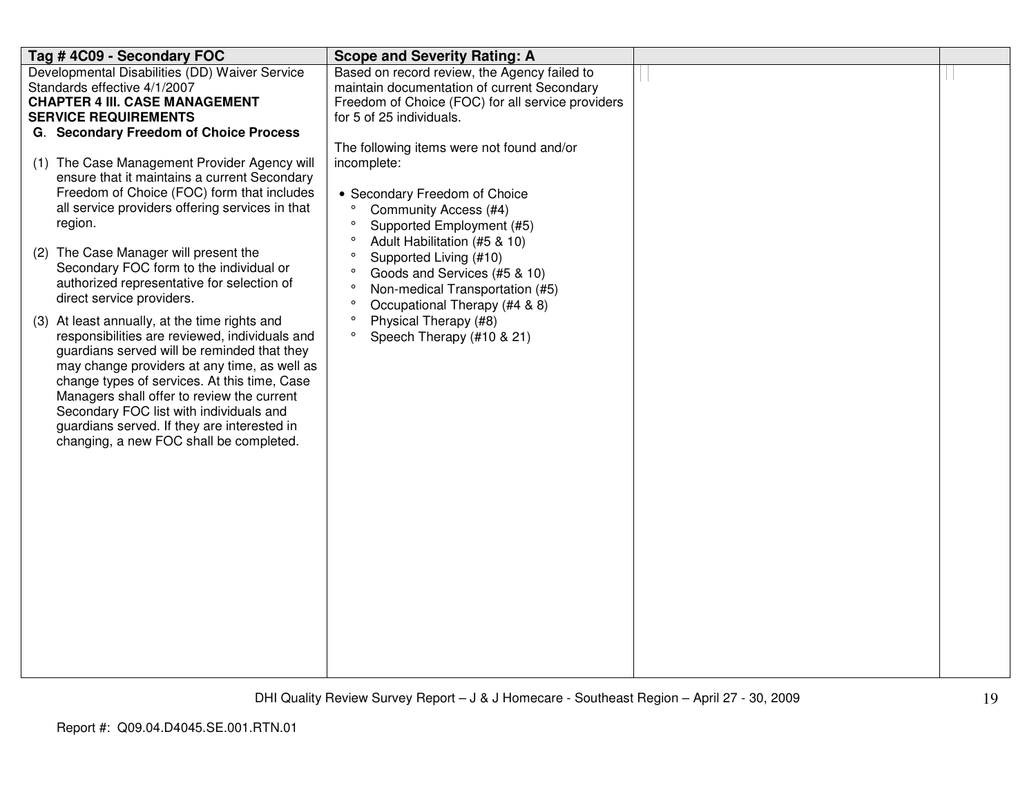| Tag # 4C09 - Secondary FOC | Scope and Severity Rating: A | | |
|---|---|---|---|
| Developmental Disabilities (DD) Waiver Service Standards effective 4/1/2007<br>**CHAPTER 4 III. CASE MANAGEMENT SERVICE REQUIREMENTS**<br>**G. Secondary Freedom of Choice Process**<br><br>(1) The Case Management Provider Agency will ensure that it maintains a current Secondary Freedom of Choice (FOC) form that includes all service providers offering services in that region.<br><br>(2) The Case Manager will present the Secondary FOC form to the individual or authorized representative for selection of direct service providers.<br><br>(3) At least annually, at the time rights and responsibilities are reviewed, individuals and guardians served will be reminded that they may change providers at any time, as well as change types of services. At this time, Case Managers shall offer to review the current Secondary FOC list with individuals and guardians served. If they are interested in changing, a new FOC shall be completed. | Based on record review, the Agency failed to maintain documentation of current Secondary Freedom of Choice (FOC) for all service providers for 5 of 25 individuals.<br><br>The following items were not found and/or incomplete:<br><br>• Secondary Freedom of Choice<br>° Community Access (#4)<br>° Supported Employment (#5)<br>° Adult Habilitation (#5 & 10)<br>° Supported Living (#10)<br>° Goods and Services (#5 & 10)<br>° Non-medical Transportation (#5)<br>° Occupational Therapy (#4 & 8)<br>° Physical Therapy (#8)<br>° Speech Therapy (#10 & 21) | | |

Report #: Q09.04.D4045.SE.001.RTN.01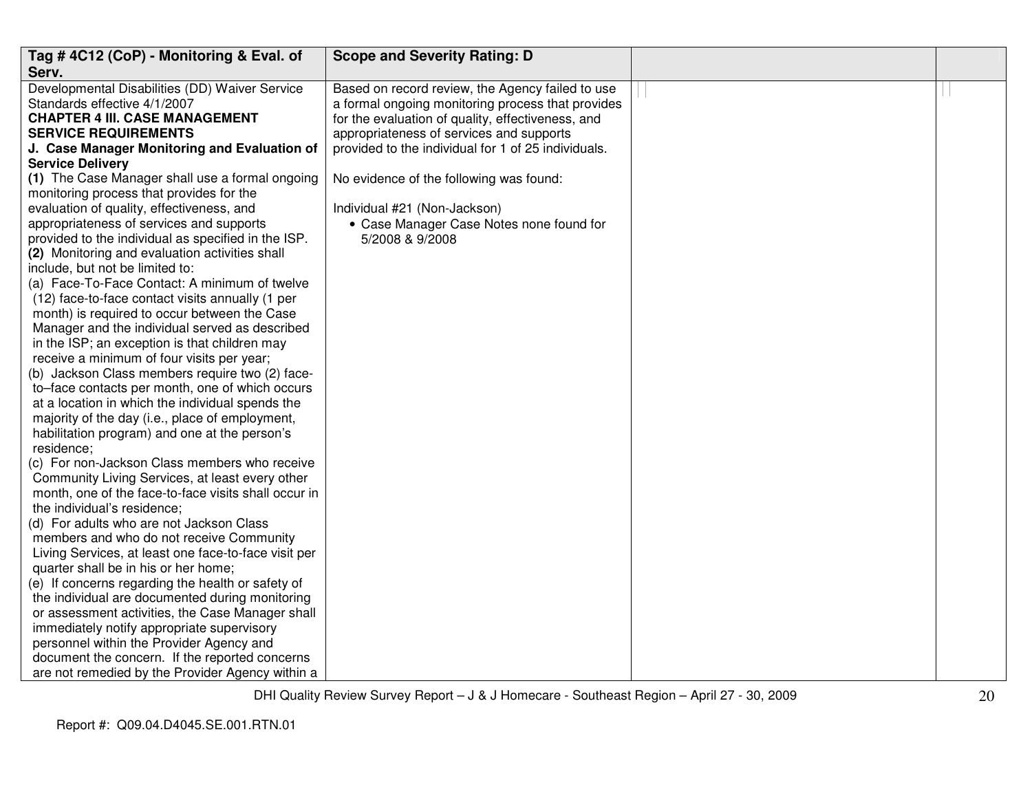| Tag # 4C12 (CoP) - Monitoring & Eval. of Serv. | Scope and Severity Rating: D | | |
|---|---|---|---|
| Developmental Disabilities (DD) Waiver Service Standards effective 4/1/2007<br>**CHAPTER 4 III. CASE MANAGEMENT SERVICE REQUIREMENTS**<br>**J. Case Manager Monitoring and Evaluation of Service Delivery**<br>**(1)** The Case Manager shall use a formal ongoing monitoring process that provides for the evaluation of quality, effectiveness, and appropriateness of services and supports provided to the individual as specified in the ISP.<br>**(2)** Monitoring and evaluation activities shall include, but not be limited to:<br>(a) Face-To-Face Contact: A minimum of twelve (12) face-to-face contact visits annually (1 per month) is required to occur between the Case Manager and the individual served as described in the ISP; an exception is that children may receive a minimum of four visits per year;<br>(b) Jackson Class members require two (2) face-to–face contacts per month, one of which occurs at a location in which the individual spends the majority of the day (i.e., place of employment, habilitation program) and one at the person's residence;<br>(c) For non-Jackson Class members who receive Community Living Services, at least every other month, one of the face-to-face visits shall occur in the individual's residence;<br>(d) For adults who are not Jackson Class members and who do not receive Community Living Services, at least one face-to-face visit per quarter shall be in his or her home;<br>(e) If concerns regarding the health or safety of the individual are documented during monitoring or assessment activities, the Case Manager shall immediately notify appropriate supervisory personnel within the Provider Agency and document the concern. If the reported concerns are not remedied by the Provider Agency within a | Based on record review, the Agency failed to use a formal ongoing monitoring process that provides for the evaluation of quality, effectiveness, and appropriateness of services and supports provided to the individual for 1 of 25 individuals.<br><br>No evidence of the following was found:<br><br>Individual #21 (Non-Jackson)<br>• Case Manager Case Notes none found for 5/2008 & 9/2008 | | |

Report #: Q09.04.D4045.SE.001.RTN.01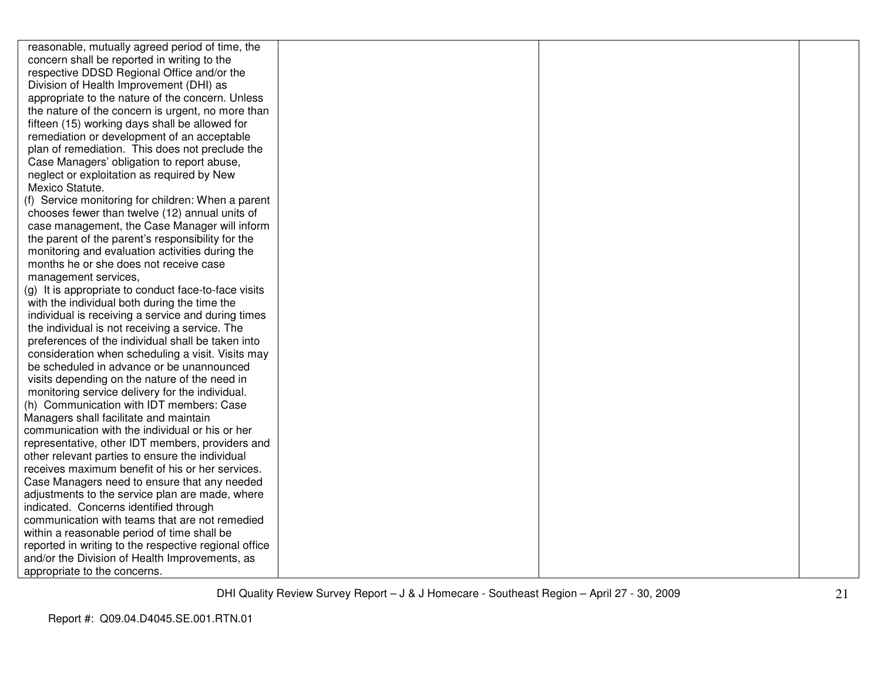| | | | |
|---|---|---|---|
| reasonable, mutually agreed period of time, the concern shall be reported in writing to the respective DDSD Regional Office and/or the Division of Health Improvement (DHI) as appropriate to the nature of the concern. Unless the nature of the concern is urgent, no more than fifteen (15) working days shall be allowed for remediation or development of an acceptable plan of remediation. This does not preclude the Case Managers' obligation to report abuse, neglect or exploitation as required by New Mexico Statute.<br>(f) Service monitoring for children: When a parent chooses fewer than twelve (12) annual units of case management, the Case Manager will inform the parent of the parent's responsibility for the monitoring and evaluation activities during the months he or she does not receive case management services,<br>(g) It is appropriate to conduct face-to-face visits with the individual both during the time the individual is receiving a service and during times the individual is not receiving a service. The preferences of the individual shall be taken into consideration when scheduling a visit. Visits may be scheduled in advance or be unannounced visits depending on the nature of the need in monitoring service delivery for the individual.<br>(h) Communication with IDT members: Case Managers shall facilitate and maintain communication with the individual or his or her representative, other IDT members, providers and other relevant parties to ensure the individual receives maximum benefit of his or her services. Case Managers need to ensure that any needed adjustments to the service plan are made, where indicated. Concerns identified through communication with teams that are not remedied within a reasonable period of time shall be reported in writing to the respective regional office and/or the Division of Health Improvements, as appropriate to the concerns. | | | |

Report #: Q09.04.D4045.SE.001.RTN.01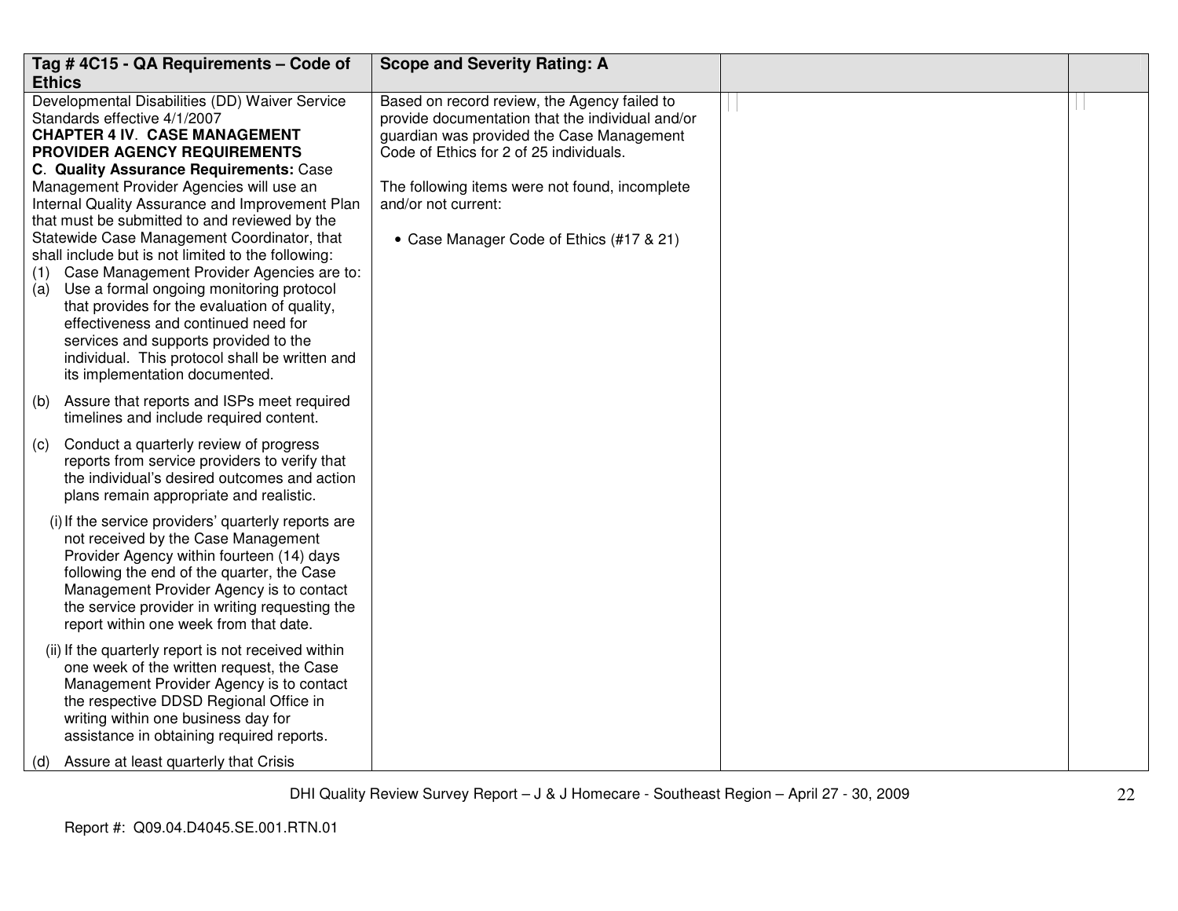| Tag # 4C15 - QA Requirements – Code of Ethics | Scope and Severity Rating: A | | |
|---|---|---|---|
| Developmental Disabilities (DD) Waiver Service Standards effective 4/1/2007<br>**CHAPTER 4 IV. CASE MANAGEMENT PROVIDER AGENCY REQUIREMENTS**<br>**C. Quality Assurance Requirements:** Case Management Provider Agencies will use an Internal Quality Assurance and Improvement Plan that must be submitted to and reviewed by the Statewide Case Management Coordinator, that shall include but is not limited to the following:<br>(1) Case Management Provider Agencies are to:<br>(a) Use a formal ongoing monitoring protocol that provides for the evaluation of quality, effectiveness and continued need for services and supports provided to the individual. This protocol shall be written and its implementation documented.<br>(b) Assure that reports and ISPs meet required timelines and include required content.<br>(c) Conduct a quarterly review of progress reports from service providers to verify that the individual's desired outcomes and action plans remain appropriate and realistic.<br>(i) If the service providers' quarterly reports are not received by the Case Management Provider Agency within fourteen (14) days following the end of the quarter, the Case Management Provider Agency is to contact the service provider in writing requesting the report within one week from that date.<br>(ii) If the quarterly report is not received within one week of the written request, the Case Management Provider Agency is to contact the respective DDSD Regional Office in writing within one business day for assistance in obtaining required reports.<br>(d) Assure at least quarterly that Crisis | Based on record review, the Agency failed to provide documentation that the individual and/or guardian was provided the Case Management Code of Ethics for 2 of 25 individuals.<br><br>The following items were not found, incomplete and/or not current:<br><br>• Case Manager Code of Ethics (#17 & 21) | | |

Report #: Q09.04.D4045.SE.001.RTN.01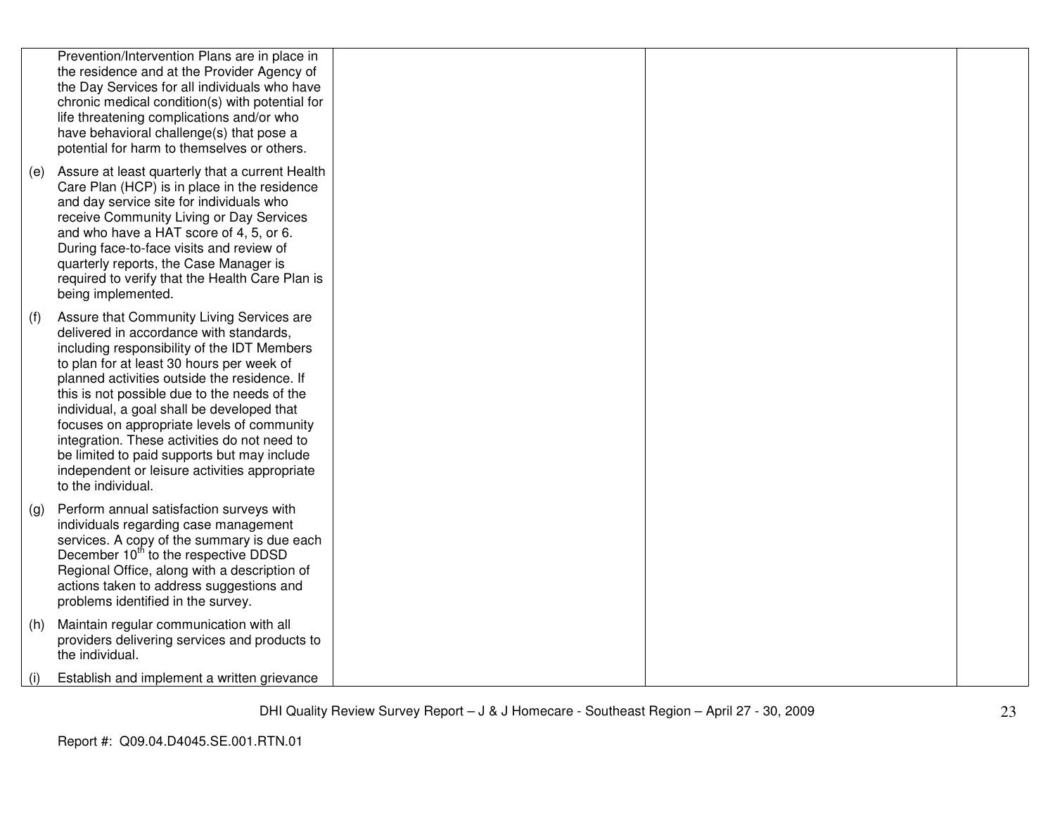| | | | |
|---|---|---|---|
| Prevention/Intervention Plans are in place in the residence and at the Provider Agency of the Day Services for all individuals who have chronic medical condition(s) with potential for life threatening complications and/or who have behavioral challenge(s) that pose a potential for harm to themselves or others.<br><br>(e) Assure at least quarterly that a current Health Care Plan (HCP) is in place in the residence and day service site for individuals who receive Community Living or Day Services and who have a HAT score of 4, 5, or 6. During face-to-face visits and review of quarterly reports, the Case Manager is required to verify that the Health Care Plan is being implemented.<br><br>(f) Assure that Community Living Services are delivered in accordance with standards, including responsibility of the IDT Members to plan for at least 30 hours per week of planned activities outside the residence. If this is not possible due to the needs of the individual, a goal shall be developed that focuses on appropriate levels of community integration. These activities do not need to be limited to paid supports but may include independent or leisure activities appropriate to the individual.<br><br>(g) Perform annual satisfaction surveys with individuals regarding case management services. A copy of the summary is due each December 10th to the respective DDSD Regional Office, along with a description of actions taken to address suggestions and problems identified in the survey.<br><br>(h) Maintain regular communication with all providers delivering services and products to the individual.<br><br>(i) Establish and implement a written grievance | | | |

Report #: Q09.04.D4045.SE.001.RTN.01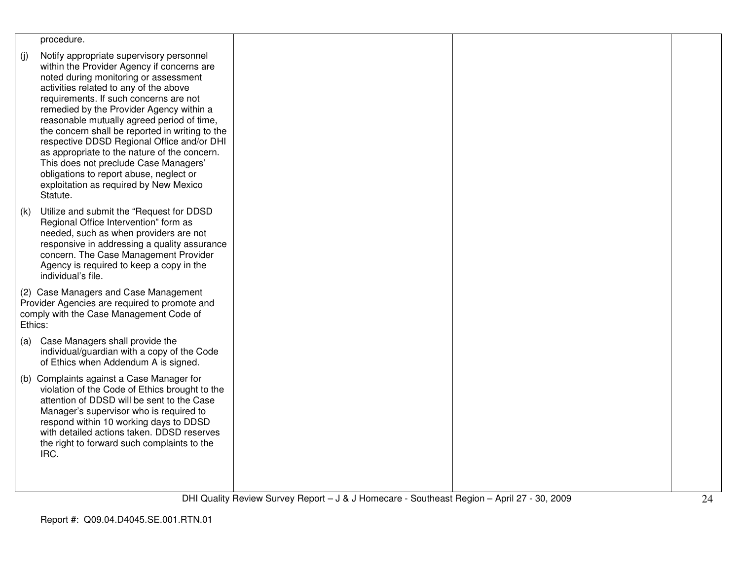| | | | |
|---|---|---|---|
| procedure.<br><br>(j) Notify appropriate supervisory personnel within the Provider Agency if concerns are noted during monitoring or assessment activities related to any of the above requirements. If such concerns are not remedied by the Provider Agency within a reasonable mutually agreed period of time, the concern shall be reported in writing to the respective DDSD Regional Office and/or DHI as appropriate to the nature of the concern. This does not preclude Case Managers' obligations to report abuse, neglect or exploitation as required by New Mexico Statute.<br><br>(k) Utilize and submit the "Request for DDSD Regional Office Intervention" form as needed, such as when providers are not responsive in addressing a quality assurance concern. The Case Management Provider Agency is required to keep a copy in the individual's file.<br><br>(2) Case Managers and Case Management Provider Agencies are required to promote and comply with the Case Management Code of Ethics:<br><br>(a) Case Managers shall provide the individual/guardian with a copy of the Code of Ethics when Addendum A is signed.<br><br>(b) Complaints against a Case Manager for violation of the Code of Ethics brought to the attention of DDSD will be sent to the Case Manager's supervisor who is required to respond within 10 working days to DDSD with detailed actions taken. DDSD reserves the right to forward such complaints to the IRC. | | | |

Report #: Q09.04.D4045.SE.001.RTN.01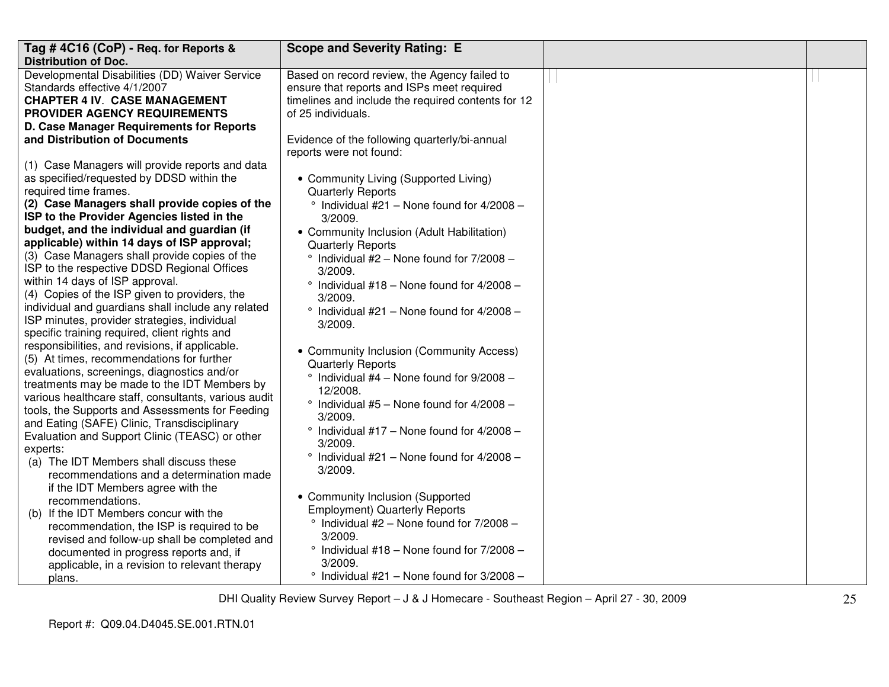| Tag # 4C16 (CoP) - Req. for Reports & Distribution of Doc. | Scope and Severity Rating: E | | |
|---|---|---|---|
| Developmental Disabilities (DD) Waiver Service Standards effective 4/1/2007<br>**CHAPTER 4 IV. CASE MANAGEMENT PROVIDER AGENCY REQUIREMENTS**<br>**D. Case Manager Requirements for Reports and Distribution of Documents**<br><br>(1) Case Managers will provide reports and data as specified/requested by DDSD within the required time frames.<br>**(2) Case Managers shall provide copies of the ISP to the Provider Agencies listed in the budget, and the individual and guardian (if applicable) within 14 days of ISP approval;**<br>(3) Case Managers shall provide copies of the ISP to the respective DDSD Regional Offices within 14 days of ISP approval.<br>(4) Copies of the ISP given to providers, the individual and guardians shall include any related ISP minutes, provider strategies, individual specific training required, client rights and responsibilities, and revisions, if applicable.<br>(5) At times, recommendations for further evaluations, screenings, diagnostics and/or treatments may be made to the IDT Members by various healthcare staff, consultants, various audit tools, the Supports and Assessments for Feeding and Eating (SAFE) Clinic, Transdisciplinary Evaluation and Support Clinic (TEASC) or other experts:<br>(a) The IDT Members shall discuss these recommendations and a determination made if the IDT Members agree with the recommendations.<br>(b) If the IDT Members concur with the recommendation, the ISP is required to be revised and follow-up shall be completed and documented in progress reports and, if applicable, in a revision to relevant therapy plans. | Based on record review, the Agency failed to ensure that reports and ISPs meet required timelines and include the required contents for 12 of 25 individuals.<br><br>Evidence of the following quarterly/bi-annual reports were not found:<br><br>• Community Living (Supported Living) Quarterly Reports<br>° Individual #21 – None found for 4/2008 – 3/2009.<br>• Community Inclusion (Adult Habilitation) Quarterly Reports<br>° Individual #2 – None found for 7/2008 – 3/2009.<br>° Individual #18 – None found for 4/2008 – 3/2009.<br>° Individual #21 – None found for 4/2008 – 3/2009.<br><br>• Community Inclusion (Community Access) Quarterly Reports<br>° Individual #4 – None found for 9/2008 – 12/2008.<br>° Individual #5 – None found for 4/2008 – 3/2009.<br>° Individual #17 – None found for 4/2008 – 3/2009.<br>° Individual #21 – None found for 4/2008 – 3/2009.<br><br>• Community Inclusion (Supported Employment) Quarterly Reports<br>° Individual #2 – None found for 7/2008 – 3/2009.<br>° Individual #18 – None found for 7/2008 – 3/2009.<br>° Individual #21 – None found for 3/2008 – | | |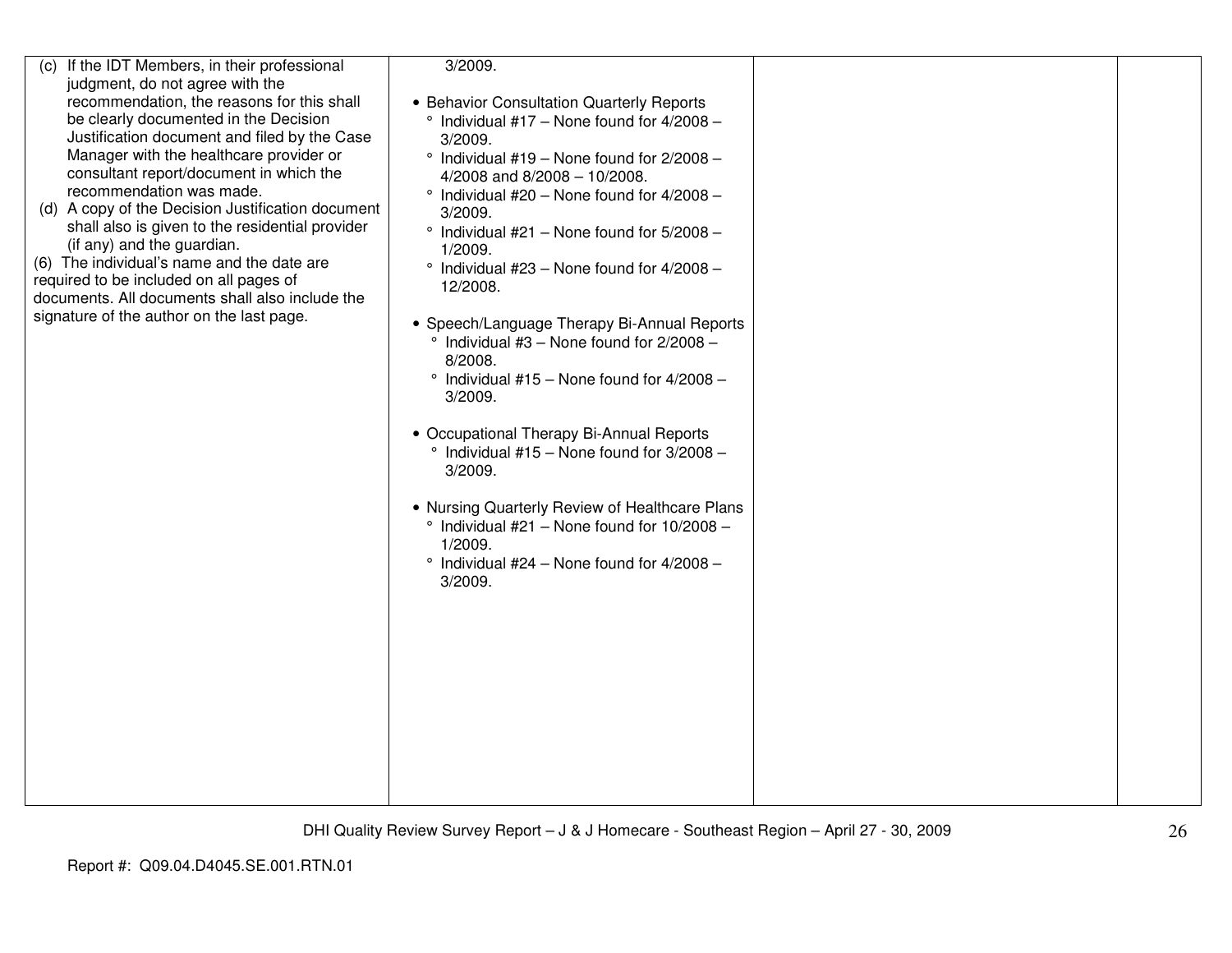| | | | |
|---|---|---|---|
| (c) If the IDT Members, in their professional judgment, do not agree with the recommendation, the reasons for this shall be clearly documented in the Decision Justification document and filed by the Case Manager with the healthcare provider or consultant report/document in which the recommendation was made.<br>(d) A copy of the Decision Justification document shall also is given to the residential provider (if any) and the guardian.<br>(6) The individual's name and the date are required to be included on all pages of documents. All documents shall also include the signature of the author on the last page. | 3/2009.<br><br>• Behavior Consultation Quarterly Reports<br>° Individual #17 – None found for 4/2008 – 3/2009.<br>° Individual #19 – None found for 2/2008 – 4/2008 and 8/2008 – 10/2008.<br>° Individual #20 – None found for 4/2008 – 3/2009.<br>° Individual #21 – None found for 5/2008 – 1/2009.<br>° Individual #23 – None found for 4/2008 – 12/2008.<br><br>• Speech/Language Therapy Bi-Annual Reports<br>° Individual #3 – None found for 2/2008 – 8/2008.<br>° Individual #15 – None found for 4/2008 – 3/2009.<br><br>• Occupational Therapy Bi-Annual Reports<br>° Individual #15 – None found for 3/2008 – 3/2009.<br><br>• Nursing Quarterly Review of Healthcare Plans<br>° Individual #21 – None found for 10/2008 – 1/2009.<br>° Individual #24 – None found for 4/2008 – 3/2009. | | |

DHI Quality Review Survey Report – J & J Homecare - Southeast Region – April 27 - 30, 2009

Report #: Q09.04.D4045.SE.001.RTN.01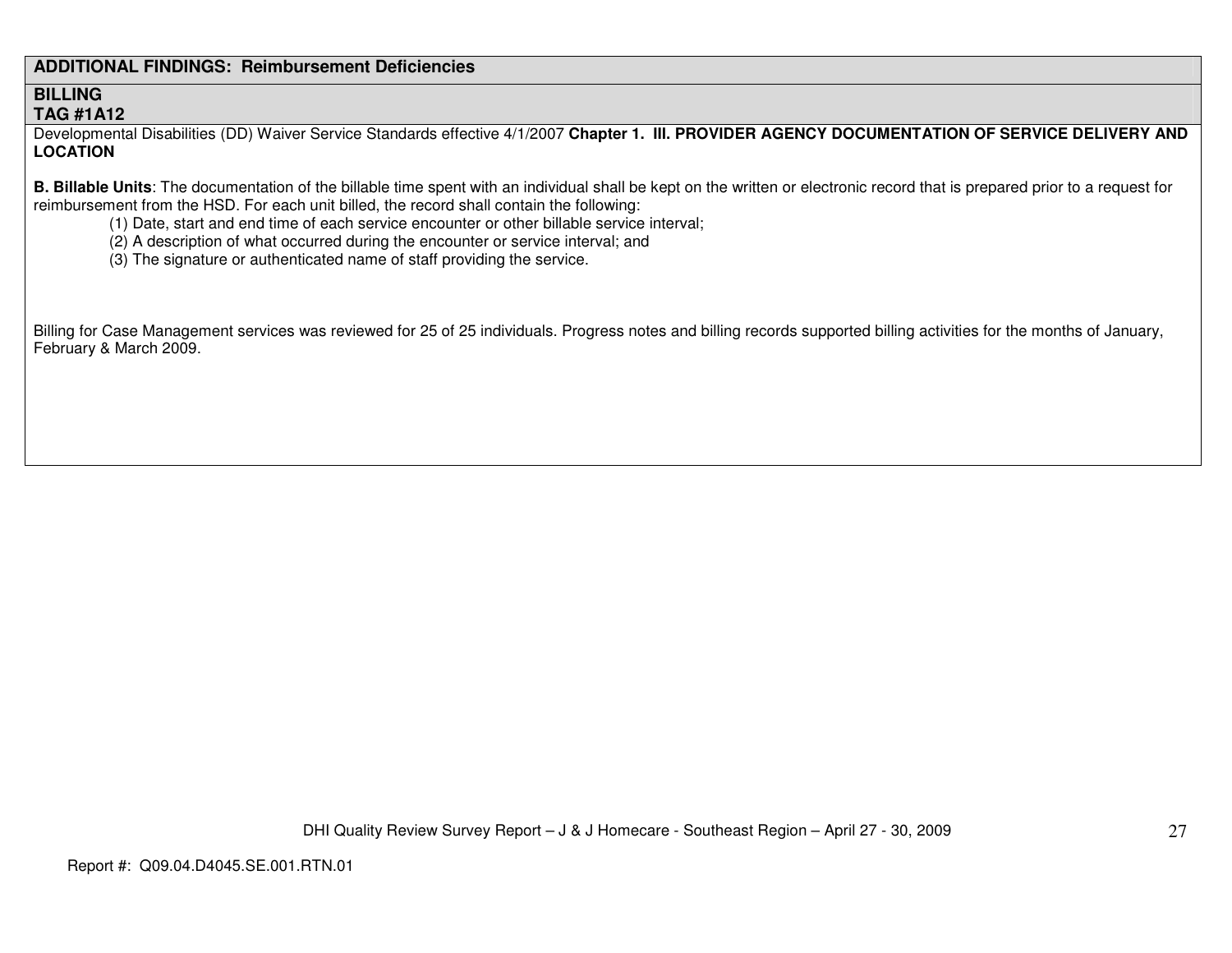**ADDITIONAL FINDINGS: Reimbursement Deficiencies**

**BILLING**
**TAG #1A12**

Developmental Disabilities (DD) Waiver Service Standards effective 4/1/2007 **Chapter 1. III. PROVIDER AGENCY DOCUMENTATION OF SERVICE DELIVERY AND LOCATION**

**B. Billable Units**: The documentation of the billable time spent with an individual shall be kept on the written or electronic record that is prepared prior to a request for reimbursement from the HSD. For each unit billed, the record shall contain the following:

(1) Date, start and end time of each service encounter or other billable service interval;
(2) A description of what occurred during the encounter or service interval; and
(3) The signature or authenticated name of staff providing the service.

Billing for Case Management services was reviewed for 25 of 25 individuals. Progress notes and billing records supported billing activities for the months of January, February & March 2009.

Report #: Q09.04.D4045.SE.001.RTN.01